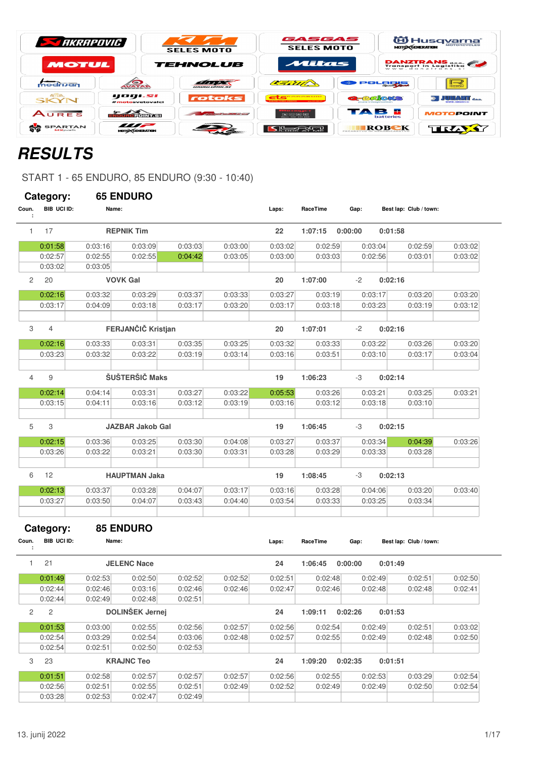# RESULTS

START 1 - 65 ENDURO, 85 ENDURO (9:30 - 10:40)

## Category: 65 ENDURO

| Coun.: | BIB | UCI ID: | Name: | Laps: | RaceTime | Gap: | Best lap: | Club / town: |
|---|---|---|---|---|---|---|---|---|
| 1 | 17 | | REPNIK Tim | 22 | 1:07:15 | 0:00:00 | 0:01:58 | |

| | | | | | | | | | |
|---|---|---|---|---|---|---|---|---|---|
| 0:01:58 | 0:03:16 | 0:03:09 | 0:03:03 | 0:03:00 | 0:03:02 | 0:02:59 | 0:03:04 | 0:02:59 | 0:03:02 |
| 0:02:57 | 0:02:55 | 0:02:55 | 0:04:42 | 0:03:05 | 0:03:00 | 0:03:03 | 0:02:56 | 0:03:01 | 0:03:02 |
| 0:03:02 | 0:03:05 | | | | | | | | |

| Coun.: | BIB | UCI ID: | Name: | Laps: | RaceTime | Gap: | Best lap: | Club / town: |
|---|---|---|---|---|---|---|---|---|
| 2 | 20 | | VOVK Gal | 20 | 1:07:00 | -2 | 0:02:16 | |

| | | | | | | | | | |
|---|---|---|---|---|---|---|---|---|---|
| 0:02:16 | 0:03:32 | 0:03:29 | 0:03:37 | 0:03:33 | 0:03:27 | 0:03:19 | 0:03:17 | 0:03:20 | 0:03:20 |
| 0:03:17 | 0:04:09 | 0:03:18 | 0:03:17 | 0:03:20 | 0:03:17 | 0:03:18 | 0:03:23 | 0:03:19 | 0:03:12 |

| Coun.: | BIB | UCI ID: | Name: | Laps: | RaceTime | Gap: | Best lap: | Club / town: |
|---|---|---|---|---|---|---|---|---|
| 3 | 4 | | FERJANČIČ Kristjan | 20 | 1:07:01 | -2 | 0:02:16 | |

| | | | | | | | | | |
|---|---|---|---|---|---|---|---|---|---|
| 0:02:16 | 0:03:33 | 0:03:31 | 0:03:35 | 0:03:25 | 0:03:32 | 0:03:33 | 0:03:22 | 0:03:26 | 0:03:20 |
| 0:03:23 | 0:03:32 | 0:03:22 | 0:03:19 | 0:03:14 | 0:03:16 | 0:03:51 | 0:03:10 | 0:03:17 | 0:03:04 |

| Coun.: | BIB | UCI ID: | Name: | Laps: | RaceTime | Gap: | Best lap: | Club / town: |
|---|---|---|---|---|---|---|---|---|
| 4 | 9 | | ŠUŠTERŠIČ Maks | 19 | 1:06:23 | -3 | 0:02:14 | |

| | | | | | | | | | |
|---|---|---|---|---|---|---|---|---|---|
| 0:02:14 | 0:04:14 | 0:03:31 | 0:03:27 | 0:03:22 | 0:05:53 | 0:03:26 | 0:03:21 | 0:03:25 | 0:03:21 |
| 0:03:15 | 0:04:11 | 0:03:16 | 0:03:12 | 0:03:19 | 0:03:16 | 0:03:12 | 0:03:18 | 0:03:10 | |

| Coun.: | BIB | UCI ID: | Name: | Laps: | RaceTime | Gap: | Best lap: | Club / town: |
|---|---|---|---|---|---|---|---|---|
| 5 | 3 | | JAZBAR Jakob Gal | 19 | 1:06:45 | -3 | 0:02:15 | |

| | | | | | | | | | |
|---|---|---|---|---|---|---|---|---|---|
| 0:02:15 | 0:03:36 | 0:03:25 | 0:03:30 | 0:04:08 | 0:03:27 | 0:03:37 | 0:03:34 | 0:04:39 | 0:03:26 |
| 0:03:26 | 0:03:22 | 0:03:21 | 0:03:30 | 0:03:31 | 0:03:28 | 0:03:29 | 0:03:33 | 0:03:28 | |

| Coun.: | BIB | UCI ID: | Name: | Laps: | RaceTime | Gap: | Best lap: | Club / town: |
|---|---|---|---|---|---|---|---|---|
| 6 | 12 | | HAUPTMAN Jaka | 19 | 1:08:45 | -3 | 0:02:13 | |

| | | | | | | | | | |
|---|---|---|---|---|---|---|---|---|---|
| 0:02:13 | 0:03:37 | 0:03:28 | 0:04:07 | 0:03:17 | 0:03:16 | 0:03:28 | 0:04:06 | 0:03:20 | 0:03:40 |
| 0:03:27 | 0:03:50 | 0:04:07 | 0:03:43 | 0:04:40 | 0:03:54 | 0:03:33 | 0:03:25 | 0:03:34 | |

## Category: 85 ENDURO

| Coun.: | BIB | UCI ID: | Name: | Laps: | RaceTime | Gap: | Best lap: | Club / town: |
|---|---|---|---|---|---|---|---|---|
| 1 | 21 | | JELENC Nace | 24 | 1:06:45 | 0:00:00 | 0:01:49 | |

| | | | | | | | | | |
|---|---|---|---|---|---|---|---|---|---|
| 0:01:49 | 0:02:53 | 0:02:50 | 0:02:52 | 0:02:52 | 0:02:51 | 0:02:48 | 0:02:49 | 0:02:51 | 0:02:50 |
| 0:02:44 | 0:02:46 | 0:03:16 | 0:02:46 | 0:02:46 | 0:02:47 | 0:02:46 | 0:02:48 | 0:02:48 | 0:02:41 |
| 0:02:44 | 0:02:49 | 0:02:48 | 0:02:51 | | | | | | |

| Coun.: | BIB | UCI ID: | Name: | Laps: | RaceTime | Gap: | Best lap: | Club / town: |
|---|---|---|---|---|---|---|---|---|
| 2 | 2 | | DOLINŠEK Jernej | 24 | 1:09:11 | 0:02:26 | 0:01:53 | |

| | | | | | | | | | |
|---|---|---|---|---|---|---|---|---|---|
| 0:01:53 | 0:03:00 | 0:02:55 | 0:02:56 | 0:02:57 | 0:02:56 | 0:02:54 | 0:02:49 | 0:02:51 | 0:03:02 |
| 0:02:54 | 0:03:29 | 0:02:54 | 0:03:06 | 0:02:48 | 0:02:57 | 0:02:55 | 0:02:49 | 0:02:48 | 0:02:50 |
| 0:02:54 | 0:02:51 | 0:02:50 | 0:02:53 | | | | | | |

| Coun.: | BIB | UCI ID: | Name: | Laps: | RaceTime | Gap: | Best lap: | Club / town: |
|---|---|---|---|---|---|---|---|---|
| 3 | 23 | | KRAJNC Teo | 24 | 1:09:20 | 0:02:35 | 0:01:51 | |

| | | | | | | | | | |
|---|---|---|---|---|---|---|---|---|---|
| 0:01:51 | 0:02:58 | 0:02:57 | 0:02:57 | 0:02:57 | 0:02:56 | 0:02:55 | 0:02:53 | 0:03:29 | 0:02:54 |
| 0:02:56 | 0:02:51 | 0:02:55 | 0:02:51 | 0:02:49 | 0:02:52 | 0:02:49 | 0:02:49 | 0:02:50 | 0:02:54 |
| 0:03:28 | 0:02:53 | 0:02:47 | 0:02:49 | | | | | | |

13. junij 2022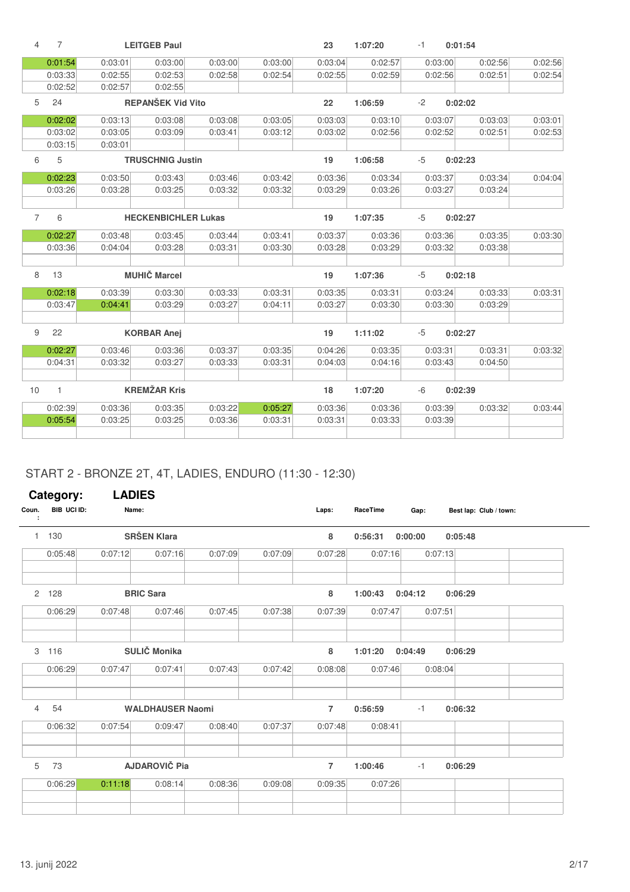| 4 | 7 | LEITGEB Paul | | | 23 | 1:07:20 | -1 | 0:01:54 | |
|---|---|---|---|---|---|---|---|---|---|
| 0:01:54 | 0:03:01 | 0:03:00 | 0:03:00 | 0:03:00 | 0:03:04 | 0:02:57 | 0:03:00 | 0:02:56 | 0:02:56 |
| 0:03:33 | 0:02:55 | 0:02:53 | 0:02:58 | 0:02:54 | 0:02:55 | 0:02:59 | 0:02:56 | 0:02:51 | 0:02:54 |
| 0:02:52 | 0:02:57 | 0:02:55 | | | | | | | |
| 5 | 24 | REPANŠEK Vid Vito | | | 22 | 1:06:59 | -2 | 0:02:02 | |
| 0:02:02 | 0:03:13 | 0:03:08 | 0:03:08 | 0:03:05 | 0:03:03 | 0:03:10 | 0:03:07 | 0:03:03 | 0:03:01 |
| 0:03:02 | 0:03:05 | 0:03:09 | 0:03:41 | 0:03:12 | 0:03:02 | 0:02:56 | 0:02:52 | 0:02:51 | 0:02:53 |
| 0:03:15 | 0:03:01 | | | | | | | | |
| 6 | 5 | TRUSCHNIG Justin | | | 19 | 1:06:58 | -5 | 0:02:23 | |
| 0:02:23 | 0:03:50 | 0:03:43 | 0:03:46 | 0:03:42 | 0:03:36 | 0:03:34 | 0:03:37 | 0:03:34 | 0:04:04 |
| 0:03:26 | 0:03:28 | 0:03:25 | 0:03:32 | 0:03:32 | 0:03:29 | 0:03:26 | 0:03:27 | 0:03:24 | |
| 7 | 6 | HECKENBICHLER Lukas | | | 19 | 1:07:35 | -5 | 0:02:27 | |
| 0:02:27 | 0:03:48 | 0:03:45 | 0:03:44 | 0:03:41 | 0:03:37 | 0:03:36 | 0:03:36 | 0:03:35 | 0:03:30 |
| 0:03:36 | 0:04:04 | 0:03:28 | 0:03:31 | 0:03:30 | 0:03:28 | 0:03:29 | 0:03:32 | 0:03:38 | |
| 8 | 13 | MUHIČ Marcel | | | 19 | 1:07:36 | -5 | 0:02:18 | |
| 0:02:18 | 0:03:39 | 0:03:30 | 0:03:33 | 0:03:31 | 0:03:35 | 0:03:31 | 0:03:24 | 0:03:33 | 0:03:31 |
| 0:03:47 | 0:04:41 | 0:03:29 | 0:03:27 | 0:04:11 | 0:03:27 | 0:03:30 | 0:03:30 | 0:03:29 | |
| 9 | 22 | KORBAR Anej | | | 19 | 1:11:02 | -5 | 0:02:27 | |
| 0:02:27 | 0:03:46 | 0:03:36 | 0:03:37 | 0:03:35 | 0:04:26 | 0:03:35 | 0:03:31 | 0:03:31 | 0:03:32 |
| 0:04:31 | 0:03:32 | 0:03:27 | 0:03:33 | 0:03:31 | 0:04:03 | 0:04:16 | 0:03:43 | 0:04:50 | |
| 10 | 1 | KREMŽAR Kris | | | 18 | 1:07:20 | -6 | 0:02:39 | |
| 0:02:39 | 0:03:36 | 0:03:35 | 0:03:22 | 0:05:27 | 0:03:36 | 0:03:36 | 0:03:39 | 0:03:32 | 0:03:44 |
| 0:05:54 | 0:03:25 | 0:03:25 | 0:03:36 | 0:03:31 | 0:03:31 | 0:03:33 | 0:03:39 | | |

## START 2 - BRONZE 2T, 4T, LADIES, ENDURO (11:30 - 12:30)

**Category: LADIES**

| Coun.: | BIB UCI ID: | Name: | | | Laps: | RaceTime | Gap: | Best lap: Club / town: | |
|---|---|---|---|---|---|---|---|---|---|
| 1 | 130 | SRŠEN Klara | | | 8 | 0:56:31 | 0:00:00 | 0:05:48 | |
| 0:05:48 | 0:07:12 | 0:07:16 | 0:07:09 | 0:07:09 | 0:07:28 | 0:07:16 | 0:07:13 | | |
| 2 | 128 | BRIC Sara | | | 8 | 1:00:43 | 0:04:12 | 0:06:29 | |
| 0:06:29 | 0:07:48 | 0:07:46 | 0:07:45 | 0:07:38 | 0:07:39 | 0:07:47 | 0:07:51 | | |
| 3 | 116 | SULIČ Monika | | | 8 | 1:01:20 | 0:04:49 | 0:06:29 | |
| 0:06:29 | 0:07:47 | 0:07:41 | 0:07:43 | 0:07:42 | 0:08:08 | 0:07:46 | 0:08:04 | | |
| 4 | 54 | WALDHAUSER Naomi | | | 7 | 0:56:59 | -1 | 0:06:32 | |
| 0:06:32 | 0:07:54 | 0:09:47 | 0:08:40 | 0:07:37 | 0:07:48 | 0:08:41 | | | |
| 5 | 73 | AJDAROVIČ Pia | | | 7 | 1:00:46 | -1 | 0:06:29 | |
| 0:06:29 | 0:11:18 | 0:08:14 | 0:08:36 | 0:09:08 | 0:09:35 | 0:07:26 | | | |

13. junij 2022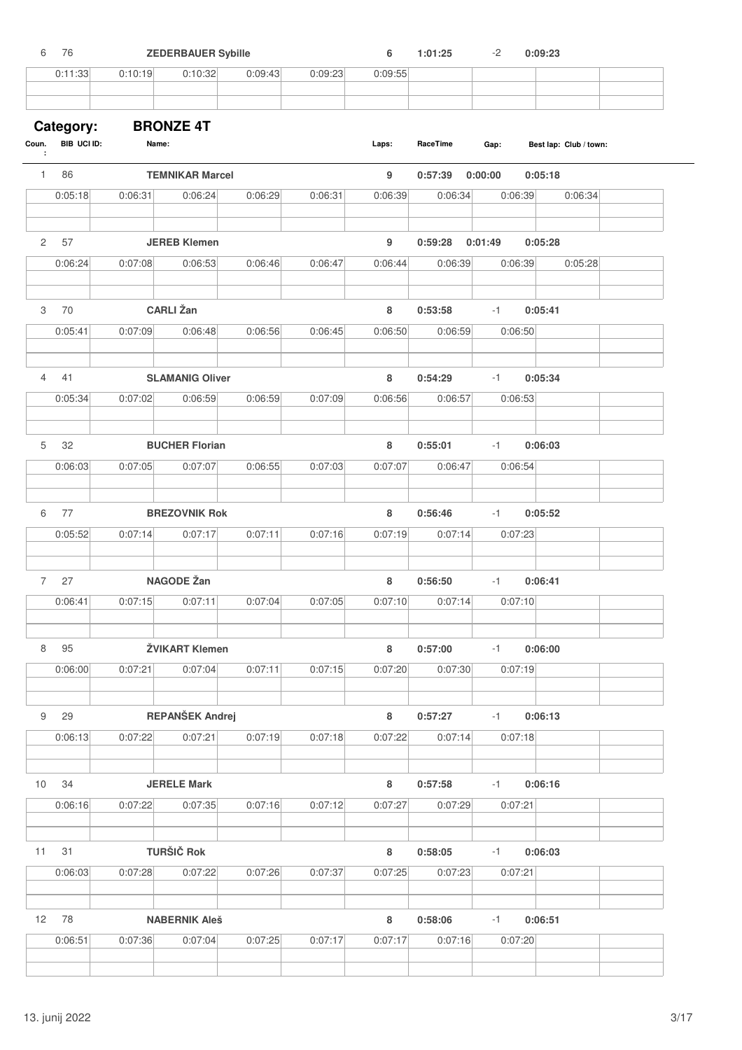| 6 | 76 | ZEDERBAUER Sybille | | | 6 | 1:01:25 | -2 | 0:09:23 | |
|---|---|---|---|---|---|---|---|---|---|
| 0:11:33 | 0:10:19 | 0:10:32 | 0:09:43 | 0:09:23 | 0:09:55 | | | | |

**Category:** **BRONZE 4T**

| Coun.: | BIB UCI ID: | Name: | | | Laps: | RaceTime | Gap: | Best lap: Club / town: | |
|---|---|---|---|---|---|---|---|---|---|
| 1 | 86 | **TEMNIKAR Marcel** | | | **9** | **0:57:39** | **0:00:00** | **0:05:18** | |
| 0:05:18 | 0:06:31 | 0:06:24 | 0:06:29 | 0:06:31 | 0:06:39 | 0:06:34 | 0:06:39 | 0:06:34 | |
| 2 | 57 | **JEREB Klemen** | | | **9** | **0:59:28** | **0:01:49** | **0:05:28** | |
| 0:06:24 | 0:07:08 | 0:06:53 | 0:06:46 | 0:06:47 | 0:06:44 | 0:06:39 | 0:06:39 | 0:05:28 | |
| 3 | 70 | **CARLI Žan** | | | **8** | **0:53:58** | -1 | **0:05:41** | |
| 0:05:41 | 0:07:09 | 0:06:48 | 0:06:56 | 0:06:45 | 0:06:50 | 0:06:59 | 0:06:50 | | |
| 4 | 41 | **SLAMANIG Oliver** | | | **8** | **0:54:29** | -1 | **0:05:34** | |
| 0:05:34 | 0:07:02 | 0:06:59 | 0:06:59 | 0:07:09 | 0:06:56 | 0:06:57 | 0:06:53 | | |
| 5 | 32 | **BUCHER Florian** | | | **8** | **0:55:01** | -1 | **0:06:03** | |
| 0:06:03 | 0:07:05 | 0:07:07 | 0:06:55 | 0:07:03 | 0:07:07 | 0:06:47 | 0:06:54 | | |
| 6 | 77 | **BREZOVNIK Rok** | | | **8** | **0:56:46** | -1 | **0:05:52** | |
| 0:05:52 | 0:07:14 | 0:07:17 | 0:07:11 | 0:07:16 | 0:07:19 | 0:07:14 | 0:07:23 | | |
| 7 | 27 | **NAGODE Žan** | | | **8** | **0:56:50** | -1 | **0:06:41** | |
| 0:06:41 | 0:07:15 | 0:07:11 | 0:07:04 | 0:07:05 | 0:07:10 | 0:07:14 | 0:07:10 | | |
| 8 | 95 | **ŽVIKART Klemen** | | | **8** | **0:57:00** | -1 | **0:06:00** | |
| 0:06:00 | 0:07:21 | 0:07:04 | 0:07:11 | 0:07:15 | 0:07:20 | 0:07:30 | 0:07:19 | | |
| 9 | 29 | **REPANŠEK Andrej** | | | **8** | **0:57:27** | -1 | **0:06:13** | |
| 0:06:13 | 0:07:22 | 0:07:21 | 0:07:19 | 0:07:18 | 0:07:22 | 0:07:14 | 0:07:18 | | |
| 10 | 34 | **JERELE Mark** | | | **8** | **0:57:58** | -1 | **0:06:16** | |
| 0:06:16 | 0:07:22 | 0:07:35 | 0:07:16 | 0:07:12 | 0:07:27 | 0:07:29 | 0:07:21 | | |
| 11 | 31 | **TURŠIČ Rok** | | | **8** | **0:58:05** | -1 | **0:06:03** | |
| 0:06:03 | 0:07:28 | 0:07:22 | 0:07:26 | 0:07:37 | 0:07:25 | 0:07:23 | 0:07:21 | | |
| 12 | 78 | **NABERNIK Aleš** | | | **8** | **0:58:06** | -1 | **0:06:51** | |
| 0:06:51 | 0:07:36 | 0:07:04 | 0:07:25 | 0:07:17 | 0:07:17 | 0:07:16 | 0:07:20 | | |

13. junij 2022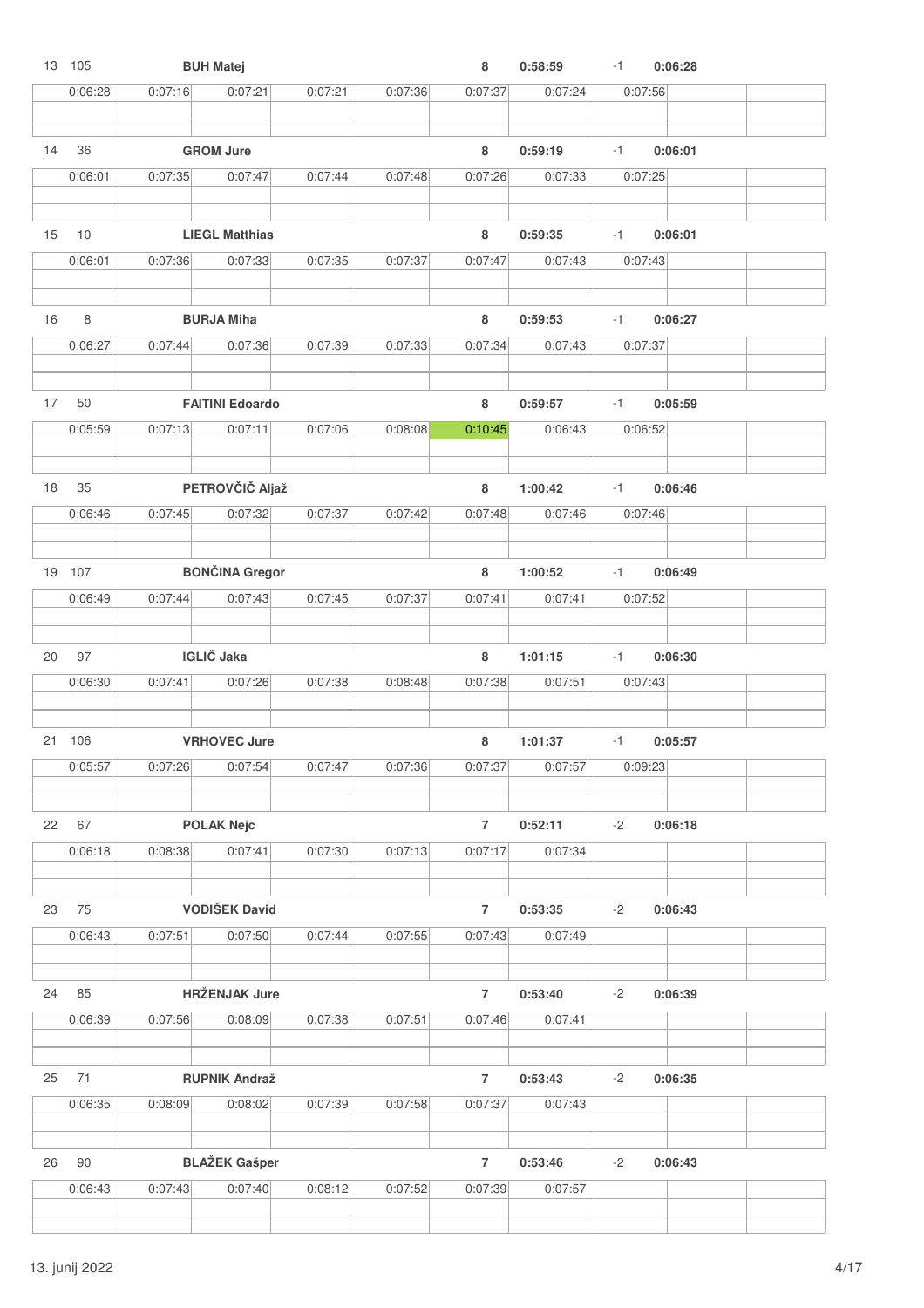| Pos. | No. | Name | | | | Laps | Time | Diff. | Best lap | |
|---|---|---|---|---|---|---|---|---|---|---|
| 13 | 105 | BUH Matej | | | | 8 | 0:58:59 | -1 | 0:06:28 | |
| 0:06:28 | 0:07:16 | 0:07:21 | 0:07:21 | 0:07:36 | 0:07:37 | 0:07:24 | 0:07:56 | | | |
| 14 | 36 | GROM Jure | | | | 8 | 0:59:19 | -1 | 0:06:01 | |
| 0:06:01 | 0:07:35 | 0:07:47 | 0:07:44 | 0:07:48 | 0:07:26 | 0:07:33 | 0:07:25 | | | |
| 15 | 10 | LIEGL Matthias | | | | 8 | 0:59:35 | -1 | 0:06:01 | |
| 0:06:01 | 0:07:36 | 0:07:33 | 0:07:35 | 0:07:37 | 0:07:47 | 0:07:43 | 0:07:43 | | | |
| 16 | 8 | BURJA Miha | | | | 8 | 0:59:53 | -1 | 0:06:27 | |
| 0:06:27 | 0:07:44 | 0:07:36 | 0:07:39 | 0:07:33 | 0:07:34 | 0:07:43 | 0:07:37 | | | |
| 17 | 50 | FAITINI Edoardo | | | | 8 | 0:59:57 | -1 | 0:05:59 | |
| 0:05:59 | 0:07:13 | 0:07:11 | 0:07:06 | 0:08:08 | 0:10:45 | 0:06:43 | 0:06:52 | | | |
| 18 | 35 | PETROVČIČ Aljaž | | | | 8 | 1:00:42 | -1 | 0:06:46 | |
| 0:06:46 | 0:07:45 | 0:07:32 | 0:07:37 | 0:07:42 | 0:07:48 | 0:07:46 | 0:07:46 | | | |
| 19 | 107 | BONČINA Gregor | | | | 8 | 1:00:52 | -1 | 0:06:49 | |
| 0:06:49 | 0:07:44 | 0:07:43 | 0:07:45 | 0:07:37 | 0:07:41 | 0:07:41 | 0:07:52 | | | |
| 20 | 97 | IGLIČ Jaka | | | | 8 | 1:01:15 | -1 | 0:06:30 | |
| 0:06:30 | 0:07:41 | 0:07:26 | 0:07:38 | 0:08:48 | 0:07:38 | 0:07:51 | 0:07:43 | | | |
| 21 | 106 | VRHOVEC Jure | | | | 8 | 1:01:37 | -1 | 0:05:57 | |
| 0:05:57 | 0:07:26 | 0:07:54 | 0:07:47 | 0:07:36 | 0:07:37 | 0:07:57 | 0:09:23 | | | |
| 22 | 67 | POLAK Nejc | | | | 7 | 0:52:11 | -2 | 0:06:18 | |
| 0:06:18 | 0:08:38 | 0:07:41 | 0:07:30 | 0:07:13 | 0:07:17 | 0:07:34 | | | | |
| 23 | 75 | VODIŠEK David | | | | 7 | 0:53:35 | -2 | 0:06:43 | |
| 0:06:43 | 0:07:51 | 0:07:50 | 0:07:44 | 0:07:55 | 0:07:43 | 0:07:49 | | | | |
| 24 | 85 | HRŽENJAK Jure | | | | 7 | 0:53:40 | -2 | 0:06:39 | |
| 0:06:39 | 0:07:56 | 0:08:09 | 0:07:38 | 0:07:51 | 0:07:46 | 0:07:41 | | | | |
| 25 | 71 | RUPNIK Andraž | | | | 7 | 0:53:43 | -2 | 0:06:35 | |
| 0:06:35 | 0:08:09 | 0:08:02 | 0:07:39 | 0:07:58 | 0:07:37 | 0:07:43 | | | | |
| 26 | 90 | BLAŽEK Gašper | | | | 7 | 0:53:46 | -2 | 0:06:43 | |
| 0:06:43 | 0:07:43 | 0:07:40 | 0:08:12 | 0:07:52 | 0:07:39 | 0:07:57 | | | | |

13. junij 2022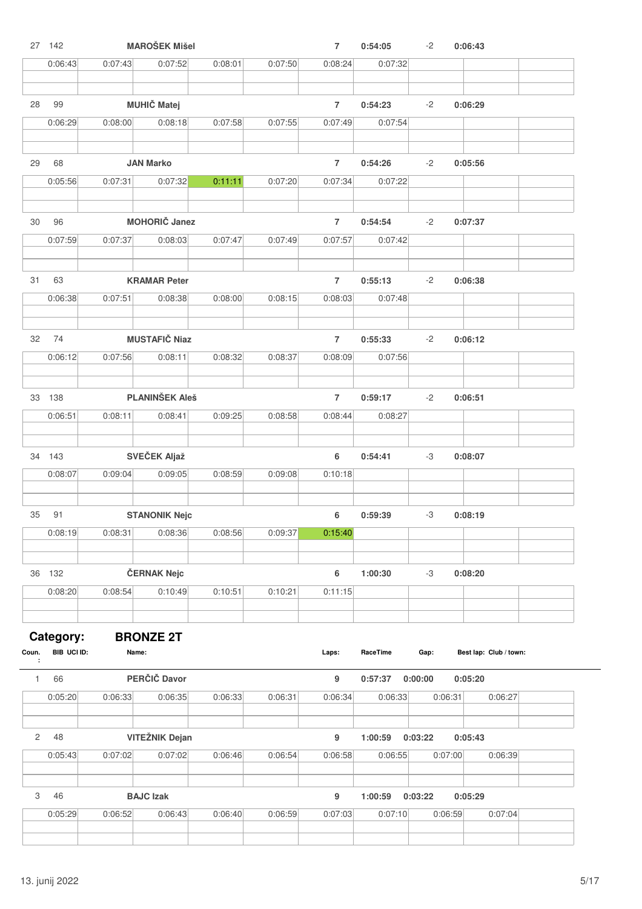| 27 | 142 | MAROŠEK Mišel | | | 7 | 0:54:05 | -2 | 0:06:43 | |
|---|---|---|---|---|---|---|---|---|---|
| 0:06:43 | 0:07:43 | 0:07:52 | 0:08:01 | 0:07:50 | 0:08:24 | 0:07:32 | | | |
| 28 | 99 | MUHIČ Matej | | | 7 | 0:54:23 | -2 | 0:06:29 | |
| 0:06:29 | 0:08:00 | 0:08:18 | 0:07:58 | 0:07:55 | 0:07:49 | 0:07:54 | | | |
| 29 | 68 | JAN Marko | | | 7 | 0:54:26 | -2 | 0:05:56 | |
| 0:05:56 | 0:07:31 | 0:07:32 | 0:11:11 | 0:07:20 | 0:07:34 | 0:07:22 | | | |
| 30 | 96 | MOHORIČ Janez | | | 7 | 0:54:54 | -2 | 0:07:37 | |
| 0:07:59 | 0:07:37 | 0:08:03 | 0:07:47 | 0:07:49 | 0:07:57 | 0:07:42 | | | |
| 31 | 63 | KRAMAR Peter | | | 7 | 0:55:13 | -2 | 0:06:38 | |
| 0:06:38 | 0:07:51 | 0:08:38 | 0:08:00 | 0:08:15 | 0:08:03 | 0:07:48 | | | |
| 32 | 74 | MUSTAFIČ Niaz | | | 7 | 0:55:33 | -2 | 0:06:12 | |
| 0:06:12 | 0:07:56 | 0:08:11 | 0:08:32 | 0:08:37 | 0:08:09 | 0:07:56 | | | |
| 33 | 138 | PLANINŠEK Aleš | | | 7 | 0:59:17 | -2 | 0:06:51 | |
| 0:06:51 | 0:08:11 | 0:08:41 | 0:09:25 | 0:08:58 | 0:08:44 | 0:08:27 | | | |
| 34 | 143 | SVEČEK Aljaž | | | 6 | 0:54:41 | -3 | 0:08:07 | |
| 0:08:07 | 0:09:04 | 0:09:05 | 0:08:59 | 0:09:08 | 0:10:18 | | | | |
| 35 | 91 | STANONIK Nejc | | | 6 | 0:59:39 | -3 | 0:08:19 | |
| 0:08:19 | 0:08:31 | 0:08:36 | 0:08:56 | 0:09:37 | 0:15:40 | | | | |
| 36 | 132 | ČERNAK Nejc | | | 6 | 1:00:30 | -3 | 0:08:20 | |
| 0:08:20 | 0:08:54 | 0:10:49 | 0:10:51 | 0:10:21 | 0:11:15 | | | | |

## Category: BRONZE 2T

| Coun.: | BIB UCI ID: | Name: | | | Laps: | RaceTime | Gap: | Best lap: | Club / town: |
|---|---|---|---|---|---|---|---|---|---|
| 1 | 66 | PERČIČ Davor | | | 9 | 0:57:37 | 0:00:00 | 0:05:20 | |
| 0:05:20 | 0:06:33 | 0:06:35 | 0:06:33 | 0:06:31 | 0:06:34 | 0:06:33 | 0:06:31 | 0:06:27 | |
| 2 | 48 | VITEŽNIK Dejan | | | 9 | 1:00:59 | 0:03:22 | 0:05:43 | |
| 0:05:43 | 0:07:02 | 0:07:02 | 0:06:46 | 0:06:54 | 0:06:58 | 0:06:55 | 0:07:00 | 0:06:39 | |
| 3 | 46 | BAJC Izak | | | 9 | 1:00:59 | 0:03:22 | 0:05:29 | |
| 0:05:29 | 0:06:52 | 0:06:43 | 0:06:40 | 0:06:59 | 0:07:03 | 0:07:10 | 0:06:59 | 0:07:04 | |

13. junij 2022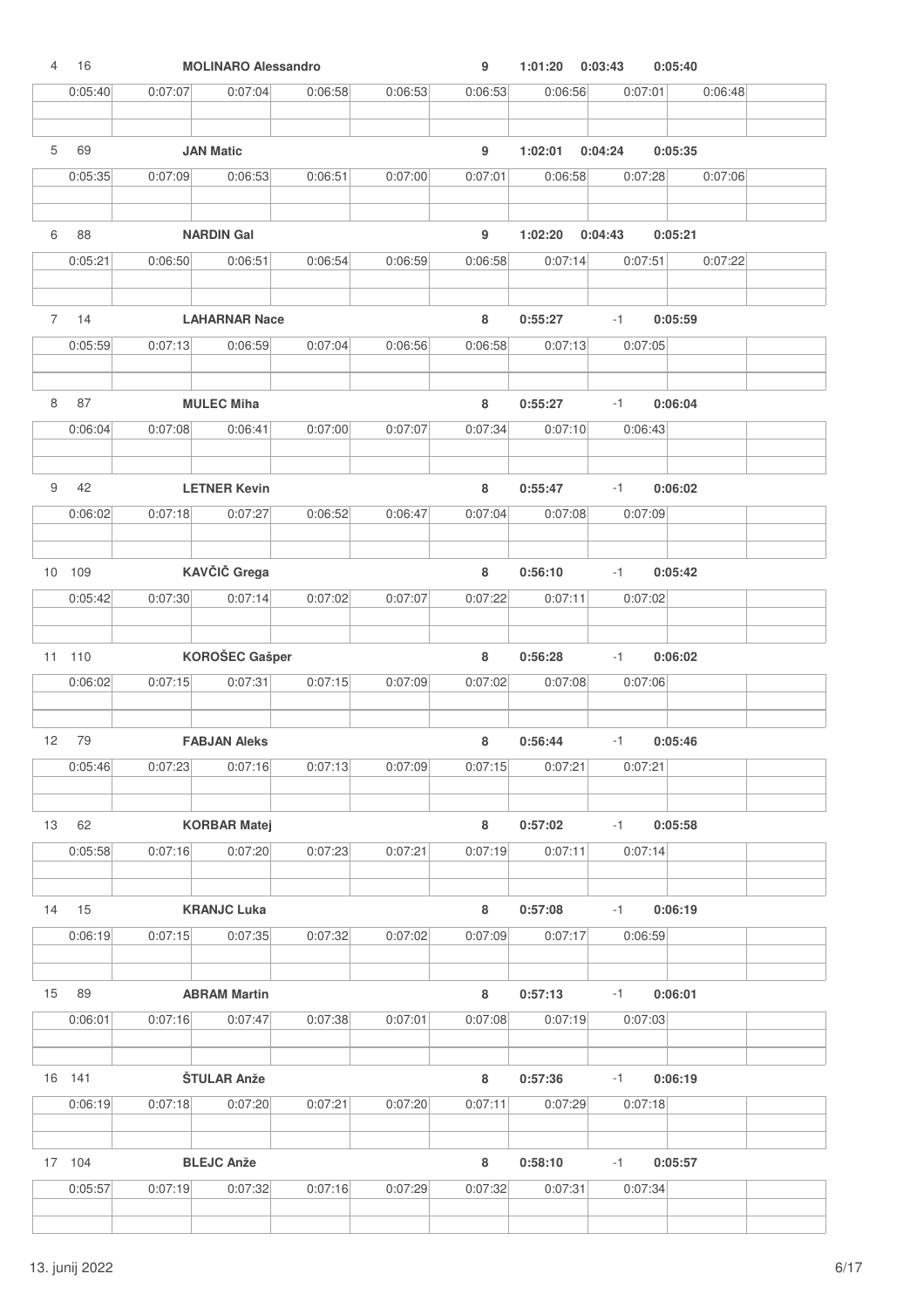| 4 | 16 | MOLINARO Alessandro | | | 9 | 1:01:20 | 0:03:43 | 0:05:40 | |
|---|---|---|---|---|---|---|---|---|---|
| 0:05:40 | 0:07:07 | 0:07:04 | 0:06:58 | 0:06:53 | 0:06:53 | 0:06:56 | 0:07:01 | 0:06:48 | |
| 5 | 69 | JAN Matic | | | 9 | 1:02:01 | 0:04:24 | 0:05:35 | |
| 0:05:35 | 0:07:09 | 0:06:53 | 0:06:51 | 0:07:00 | 0:07:01 | 0:06:58 | 0:07:28 | 0:07:06 | |
| 6 | 88 | NARDIN Gal | | | 9 | 1:02:20 | 0:04:43 | 0:05:21 | |
| 0:05:21 | 0:06:50 | 0:06:51 | 0:06:54 | 0:06:59 | 0:06:58 | 0:07:14 | 0:07:51 | 0:07:22 | |
| 7 | 14 | LAHARNAR Nace | | | 8 | 0:55:27 | -1 | 0:05:59 | |
| 0:05:59 | 0:07:13 | 0:06:59 | 0:07:04 | 0:06:56 | 0:06:58 | 0:07:13 | 0:07:05 | | |
| 8 | 87 | MULEC Miha | | | 8 | 0:55:27 | -1 | 0:06:04 | |
| 0:06:04 | 0:07:08 | 0:06:41 | 0:07:00 | 0:07:07 | 0:07:34 | 0:07:10 | 0:06:43 | | |
| 9 | 42 | LETNER Kevin | | | 8 | 0:55:47 | -1 | 0:06:02 | |
| 0:06:02 | 0:07:18 | 0:07:27 | 0:06:52 | 0:06:47 | 0:07:04 | 0:07:08 | 0:07:09 | | |
| 10 | 109 | KAVČIČ Grega | | | 8 | 0:56:10 | -1 | 0:05:42 | |
| 0:05:42 | 0:07:30 | 0:07:14 | 0:07:02 | 0:07:07 | 0:07:22 | 0:07:11 | 0:07:02 | | |
| 11 | 110 | KOROŠEC Gašper | | | 8 | 0:56:28 | -1 | 0:06:02 | |
| 0:06:02 | 0:07:15 | 0:07:31 | 0:07:15 | 0:07:09 | 0:07:02 | 0:07:08 | 0:07:06 | | |
| 12 | 79 | FABJAN Aleks | | | 8 | 0:56:44 | -1 | 0:05:46 | |
| 0:05:46 | 0:07:23 | 0:07:16 | 0:07:13 | 0:07:09 | 0:07:15 | 0:07:21 | 0:07:21 | | |
| 13 | 62 | KORBAR Matej | | | 8 | 0:57:02 | -1 | 0:05:58 | |
| 0:05:58 | 0:07:16 | 0:07:20 | 0:07:23 | 0:07:21 | 0:07:19 | 0:07:11 | 0:07:14 | | |
| 14 | 15 | KRANJC Luka | | | 8 | 0:57:08 | -1 | 0:06:19 | |
| 0:06:19 | 0:07:15 | 0:07:35 | 0:07:32 | 0:07:02 | 0:07:09 | 0:07:17 | 0:06:59 | | |
| 15 | 89 | ABRAM Martin | | | 8 | 0:57:13 | -1 | 0:06:01 | |
| 0:06:01 | 0:07:16 | 0:07:47 | 0:07:38 | 0:07:01 | 0:07:08 | 0:07:19 | 0:07:03 | | |
| 16 | 141 | ŠTULAR Anže | | | 8 | 0:57:36 | -1 | 0:06:19 | |
| 0:06:19 | 0:07:18 | 0:07:20 | 0:07:21 | 0:07:20 | 0:07:11 | 0:07:29 | 0:07:18 | | |
| 17 | 104 | BLEJC Anže | | | 8 | 0:58:10 | -1 | 0:05:57 | |
| 0:05:57 | 0:07:19 | 0:07:32 | 0:07:16 | 0:07:29 | 0:07:32 | 0:07:31 | 0:07:34 | | |

13. junij 2022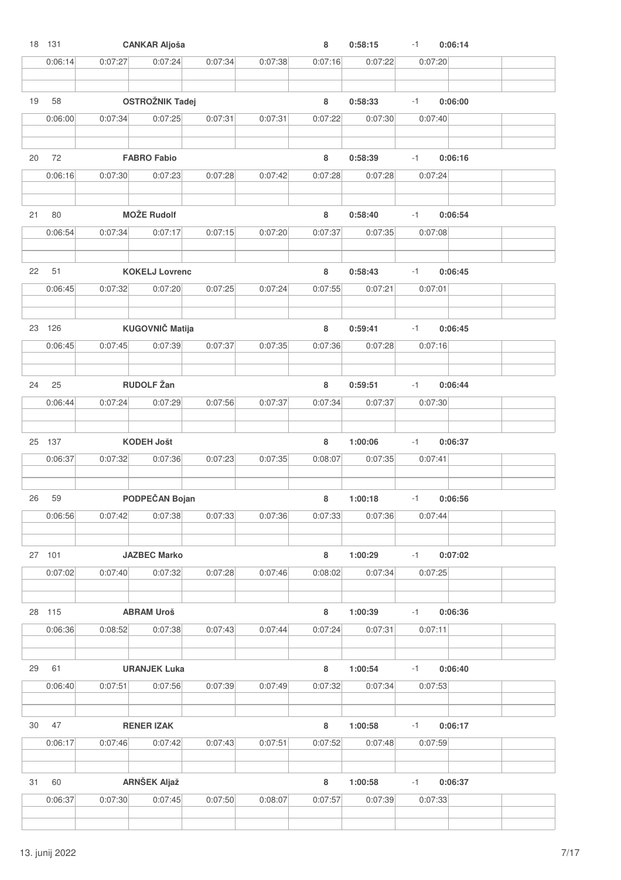| Pos. | Št. | Ime | | | | | Krogi | Čas | Zaostanek | Najboljši krog |
|---|---|---|---|---|---|---|---|---|---|---|
| 18 | 131 | CANKAR Aljoša | | | | | 8 | 0:58:15 | -1 | 0:06:14 |
| | 0:06:14 | 0:07:27 | 0:07:24 | 0:07:34 | 0:07:38 | 0:07:16 | 0:07:22 | 0:07:20 | | |
| 19 | 58 | OSTROŽNIK Tadej | | | | | 8 | 0:58:33 | -1 | 0:06:00 |
| | 0:06:00 | 0:07:34 | 0:07:25 | 0:07:31 | 0:07:31 | 0:07:22 | 0:07:30 | 0:07:40 | | |
| 20 | 72 | FABRO Fabio | | | | | 8 | 0:58:39 | -1 | 0:06:16 |
| | 0:06:16 | 0:07:30 | 0:07:23 | 0:07:28 | 0:07:42 | 0:07:28 | 0:07:28 | 0:07:24 | | |
| 21 | 80 | MOŽE Rudolf | | | | | 8 | 0:58:40 | -1 | 0:06:54 |
| | 0:06:54 | 0:07:34 | 0:07:17 | 0:07:15 | 0:07:20 | 0:07:37 | 0:07:35 | 0:07:08 | | |
| 22 | 51 | KOKELJ Lovrenc | | | | | 8 | 0:58:43 | -1 | 0:06:45 |
| | 0:06:45 | 0:07:32 | 0:07:20 | 0:07:25 | 0:07:24 | 0:07:55 | 0:07:21 | 0:07:01 | | |
| 23 | 126 | KUGOVNIČ Matija | | | | | 8 | 0:59:41 | -1 | 0:06:45 |
| | 0:06:45 | 0:07:45 | 0:07:39 | 0:07:37 | 0:07:35 | 0:07:36 | 0:07:28 | 0:07:16 | | |
| 24 | 25 | RUDOLF Žan | | | | | 8 | 0:59:51 | -1 | 0:06:44 |
| | 0:06:44 | 0:07:24 | 0:07:29 | 0:07:56 | 0:07:37 | 0:07:34 | 0:07:37 | 0:07:30 | | |
| 25 | 137 | KODEH Jošt | | | | | 8 | 1:00:06 | -1 | 0:06:37 |
| | 0:06:37 | 0:07:32 | 0:07:36 | 0:07:23 | 0:07:35 | 0:08:07 | 0:07:35 | 0:07:41 | | |
| 26 | 59 | PODPEČAN Bojan | | | | | 8 | 1:00:18 | -1 | 0:06:56 |
| | 0:06:56 | 0:07:42 | 0:07:38 | 0:07:33 | 0:07:36 | 0:07:33 | 0:07:36 | 0:07:44 | | |
| 27 | 101 | JAZBEC Marko | | | | | 8 | 1:00:29 | -1 | 0:07:02 |
| | 0:07:02 | 0:07:40 | 0:07:32 | 0:07:28 | 0:07:46 | 0:08:02 | 0:07:34 | 0:07:25 | | |
| 28 | 115 | ABRAM Uroš | | | | | 8 | 1:00:39 | -1 | 0:06:36 |
| | 0:06:36 | 0:08:52 | 0:07:38 | 0:07:43 | 0:07:44 | 0:07:24 | 0:07:31 | 0:07:11 | | |
| 29 | 61 | URANJEK Luka | | | | | 8 | 1:00:54 | -1 | 0:06:40 |
| | 0:06:40 | 0:07:51 | 0:07:56 | 0:07:39 | 0:07:49 | 0:07:32 | 0:07:34 | 0:07:53 | | |
| 30 | 47 | RENER IZAK | | | | | 8 | 1:00:58 | -1 | 0:06:17 |
| | 0:06:17 | 0:07:46 | 0:07:42 | 0:07:43 | 0:07:51 | 0:07:52 | 0:07:48 | 0:07:59 | | |
| 31 | 60 | ARNŠEK Aljaž | | | | | 8 | 1:00:58 | -1 | 0:06:37 |
| | 0:06:37 | 0:07:30 | 0:07:45 | 0:07:50 | 0:08:07 | 0:07:57 | 0:07:39 | 0:07:33 | | |

13. junij 2022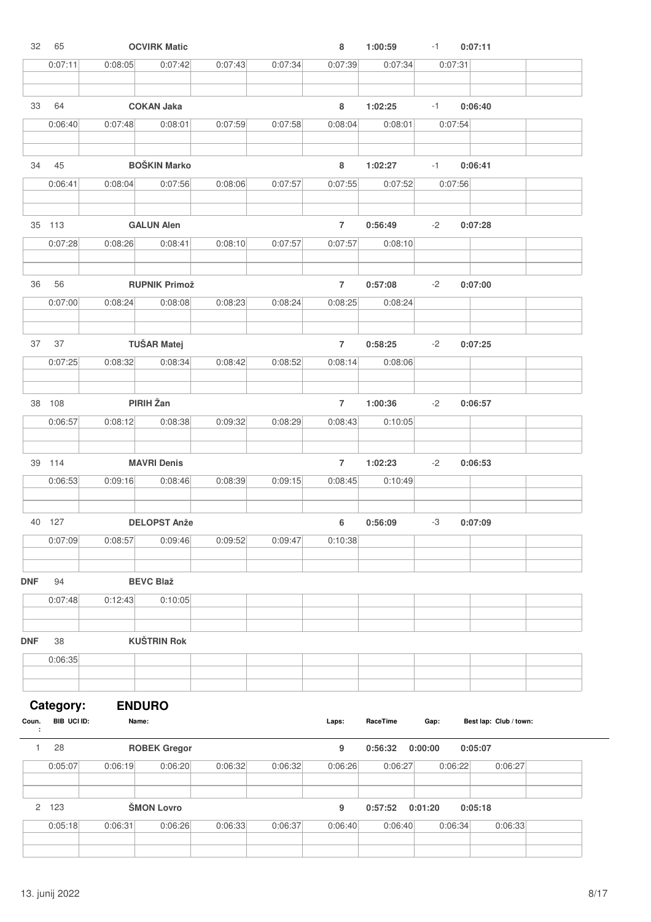| Pos | BIB | Name | Laps | RaceTime | Gap | Best lap |
|---|---|---|---|---|---|---|
| 32 | 65 | **OCVIRK Matic** | 8 | 1:00:59 | -1 | 0:07:11 |

| 0:07:11 | 0:08:05 | 0:07:42 | 0:07:43 | 0:07:34 | 0:07:39 | 0:07:34 | 0:07:31 | | |
|---|---|---|---|---|---|---|---|---|---|

| Pos | BIB | Name | Laps | RaceTime | Gap | Best lap |
|---|---|---|---|---|---|---|
| 33 | 64 | **COKAN Jaka** | 8 | 1:02:25 | -1 | 0:06:40 |

| 0:06:40 | 0:07:48 | 0:08:01 | 0:07:59 | 0:07:58 | 0:08:04 | 0:08:01 | 0:07:54 | | |
|---|---|---|---|---|---|---|---|---|---|

| Pos | BIB | Name | Laps | RaceTime | Gap | Best lap |
|---|---|---|---|---|---|---|
| 34 | 45 | **BOŠKIN Marko** | 8 | 1:02:27 | -1 | 0:06:41 |

| 0:06:41 | 0:08:04 | 0:07:56 | 0:08:06 | 0:07:57 | 0:07:55 | 0:07:52 | 0:07:56 | | |
|---|---|---|---|---|---|---|---|---|---|

| Pos | BIB | Name | Laps | RaceTime | Gap | Best lap |
|---|---|---|---|---|---|---|
| 35 | 113 | **GALUN Alen** | 7 | 0:56:49 | -2 | 0:07:28 |

| 0:07:28 | 0:08:26 | 0:08:41 | 0:08:10 | 0:07:57 | 0:07:57 | 0:08:10 | | | |
|---|---|---|---|---|---|---|---|---|---|

| Pos | BIB | Name | Laps | RaceTime | Gap | Best lap |
|---|---|---|---|---|---|---|
| 36 | 56 | **RUPNIK Primož** | 7 | 0:57:08 | -2 | 0:07:00 |

| 0:07:00 | 0:08:24 | 0:08:08 | 0:08:23 | 0:08:24 | 0:08:25 | 0:08:24 | | | |
|---|---|---|---|---|---|---|---|---|---|

| Pos | BIB | Name | Laps | RaceTime | Gap | Best lap |
|---|---|---|---|---|---|---|
| 37 | 37 | **TUŠAR Matej** | 7 | 0:58:25 | -2 | 0:07:25 |

| 0:07:25 | 0:08:32 | 0:08:34 | 0:08:42 | 0:08:52 | 0:08:14 | 0:08:06 | | | |
|---|---|---|---|---|---|---|---|---|---|

| Pos | BIB | Name | Laps | RaceTime | Gap | Best lap |
|---|---|---|---|---|---|---|
| 38 | 108 | **PIRIH Žan** | 7 | 1:00:36 | -2 | 0:06:57 |

| 0:06:57 | 0:08:12 | 0:08:38 | 0:09:32 | 0:08:29 | 0:08:43 | 0:10:05 | | | |
|---|---|---|---|---|---|---|---|---|---|

| Pos | BIB | Name | Laps | RaceTime | Gap | Best lap |
|---|---|---|---|---|---|---|
| 39 | 114 | **MAVRI Denis** | 7 | 1:02:23 | -2 | 0:06:53 |

| 0:06:53 | 0:09:16 | 0:08:46 | 0:08:39 | 0:09:15 | 0:08:45 | 0:10:49 | | | |
|---|---|---|---|---|---|---|---|---|---|

| Pos | BIB | Name | Laps | RaceTime | Gap | Best lap |
|---|---|---|---|---|---|---|
| 40 | 127 | **DELOPST Anže** | 6 | 0:56:09 | -3 | 0:07:09 |

| 0:07:09 | 0:08:57 | 0:09:46 | 0:09:52 | 0:09:47 | 0:10:38 | | | | |
|---|---|---|---|---|---|---|---|---|---|

| Pos | BIB | Name | Laps | RaceTime | Gap | Best lap |
|---|---|---|---|---|---|---|
| **DNF** | 94 | **BEVC Blaž** | | | | |

| 0:07:48 | 0:12:43 | 0:10:05 | | | | | | | |
|---|---|---|---|---|---|---|---|---|---|

| Pos | BIB | Name | Laps | RaceTime | Gap | Best lap |
|---|---|---|---|---|---|---|
| **DNF** | 38 | **KUŠTRIN Rok** | | | | |

| 0:06:35 | | | | | | | | | |
|---|---|---|---|---|---|---|---|---|---|

## Category: ENDURO

| Coun.: | BIB UCI ID: | Name: | Laps: | RaceTime | Gap: | Best lap: Club / town: |
|---|---|---|---|---|---|---|
| 1 | 28 | **ROBEK Gregor** | 9 | 0:56:32 | 0:00:00 | 0:05:07 |

| 0:05:07 | 0:06:19 | 0:06:20 | 0:06:32 | 0:06:32 | 0:06:26 | 0:06:27 | 0:06:22 | 0:06:27 | |
|---|---|---|---|---|---|---|---|---|---|

| Coun.: | BIB UCI ID: | Name: | Laps: | RaceTime | Gap: | Best lap: Club / town: |
|---|---|---|---|---|---|---|
| 2 | 123 | **ŠMON Lovro** | 9 | 0:57:52 | 0:01:20 | 0:05:18 |

| 0:05:18 | 0:06:31 | 0:06:26 | 0:06:33 | 0:06:37 | 0:06:40 | 0:06:40 | 0:06:34 | 0:06:33 | |
|---|---|---|---|---|---|---|---|---|---|

13. junij 2022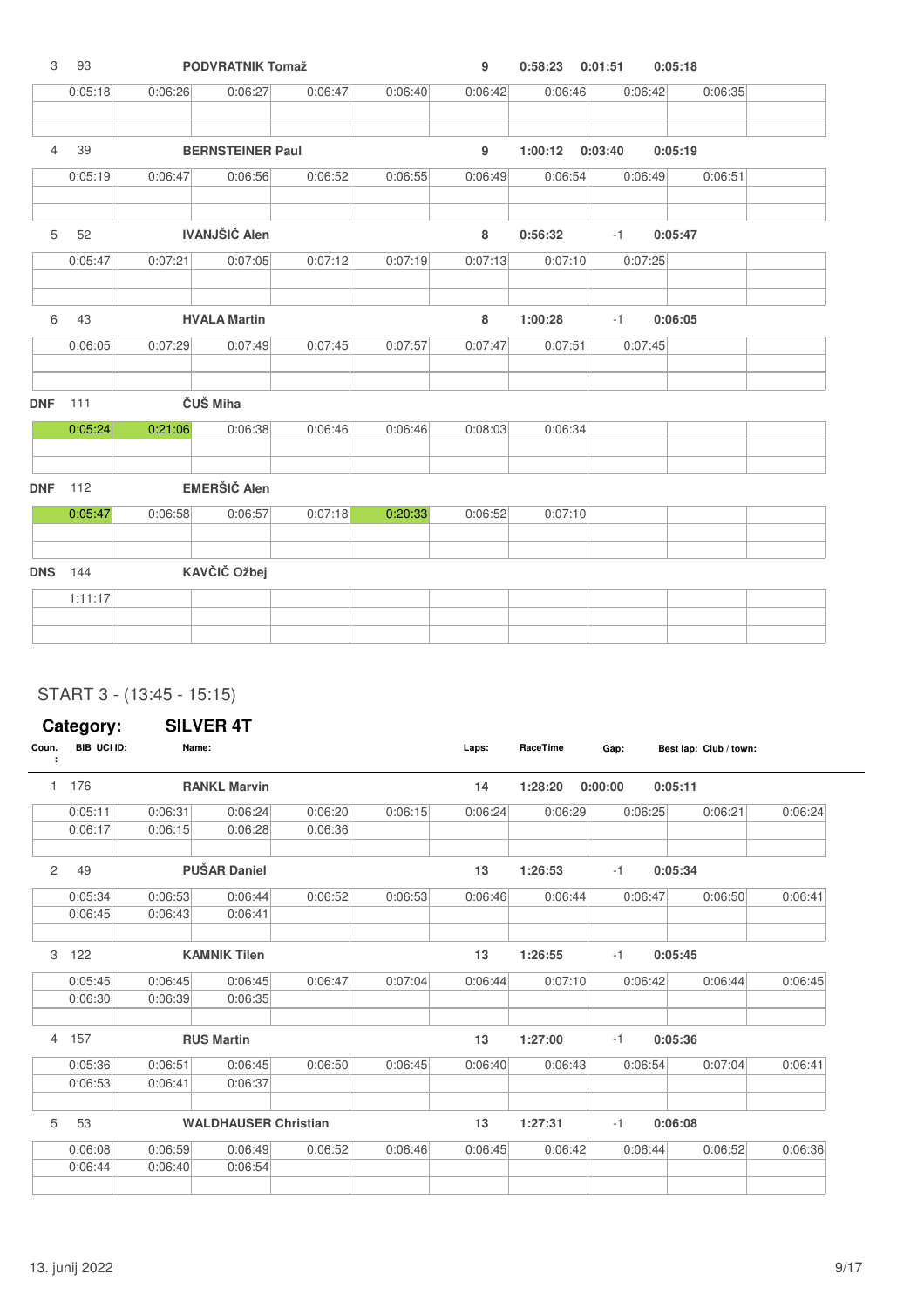| 3 | 93 | PODVRATNIK Tomaž | | | 9 | 0:58:23 | 0:01:51 | 0:05:18 | |
|---|---|---|---|---|---|---|---|---|---|
| 0:05:18 | 0:06:26 | 0:06:27 | 0:06:47 | 0:06:40 | 0:06:42 | 0:06:46 | 0:06:42 | 0:06:35 | |
| **4** | **39** | **BERNSTEINER Paul** | | | **9** | **1:00:12** | **0:03:40** | **0:05:19** | |
| 0:05:19 | 0:06:47 | 0:06:56 | 0:06:52 | 0:06:55 | 0:06:49 | 0:06:54 | 0:06:49 | 0:06:51 | |
| **5** | **52** | **IVANJŠIČ Alen** | | | **8** | **0:56:32** | -1 | **0:05:47** | |
| 0:05:47 | 0:07:21 | 0:07:05 | 0:07:12 | 0:07:19 | 0:07:13 | 0:07:10 | 0:07:25 | | |
| **6** | **43** | **HVALA Martin** | | | **8** | **1:00:28** | -1 | **0:06:05** | |
| 0:06:05 | 0:07:29 | 0:07:49 | 0:07:45 | 0:07:57 | 0:07:47 | 0:07:51 | 0:07:45 | | |
| **DNF** | **111** | **ČUŠ Miha** | | | | | | | |
| 0:05:24 | 0:21:06 | 0:06:38 | 0:06:46 | 0:06:46 | 0:08:03 | 0:06:34 | | | |
| **DNF** | **112** | **EMERŠIČ Alen** | | | | | | | |
| 0:05:47 | 0:06:58 | 0:06:57 | 0:07:18 | 0:20:33 | 0:06:52 | 0:07:10 | | | |
| **DNS** | **144** | **KAVČIČ Ožbej** | | | | | | | |
| 1:11:17 | | | | | | | | | |

## START 3 - (13:45 - 15:15)

**Category: SILVER 4T**

| Coun.: | BIB UCI ID: | Name: | | | Laps: | RaceTime | Gap: | Best lap: Club / town: | |
|---|---|---|---|---|---|---|---|---|---|
| 1 | 176 | **RANKL Marvin** | | | **14** | **1:28:20** | **0:00:00** | **0:05:11** | |
| 0:05:11 | 0:06:31 | 0:06:24 | 0:06:20 | 0:06:15 | 0:06:24 | 0:06:29 | 0:06:25 | 0:06:21 | 0:06:24 |
| 0:06:17 | 0:06:15 | 0:06:28 | 0:06:36 | | | | | | |
| 2 | 49 | **PUŠAR Daniel** | | | **13** | **1:26:53** | -1 | **0:05:34** | |
| 0:05:34 | 0:06:53 | 0:06:44 | 0:06:52 | 0:06:53 | 0:06:46 | 0:06:44 | 0:06:47 | 0:06:50 | 0:06:41 |
| 0:06:45 | 0:06:43 | 0:06:41 | | | | | | | |
| 3 | 122 | **KAMNIK Tilen** | | | **13** | **1:26:55** | -1 | **0:05:45** | |
| 0:05:45 | 0:06:45 | 0:06:45 | 0:06:47 | 0:07:04 | 0:06:44 | 0:07:10 | 0:06:42 | 0:06:44 | 0:06:45 |
| 0:06:30 | 0:06:39 | 0:06:35 | | | | | | | |
| 4 | 157 | **RUS Martin** | | | **13** | **1:27:00** | -1 | **0:05:36** | |
| 0:05:36 | 0:06:51 | 0:06:45 | 0:06:50 | 0:06:45 | 0:06:40 | 0:06:43 | 0:06:54 | 0:07:04 | 0:06:41 |
| 0:06:53 | 0:06:41 | 0:06:37 | | | | | | | |
| 5 | 53 | **WALDHAUSER Christian** | | | **13** | **1:27:31** | -1 | **0:06:08** | |
| 0:06:08 | 0:06:59 | 0:06:49 | 0:06:52 | 0:06:46 | 0:06:45 | 0:06:42 | 0:06:44 | 0:06:52 | 0:06:36 |
| 0:06:44 | 0:06:40 | 0:06:54 | | | | | | | |

13. junij 2022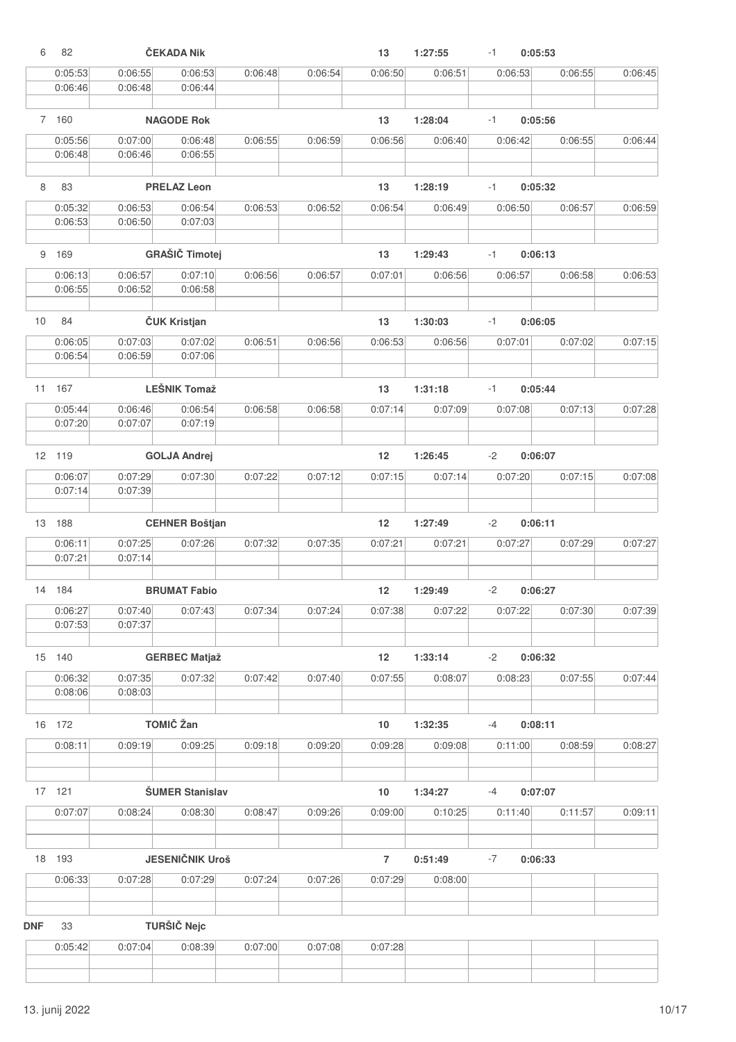| 6 | 82 | ČEKADA Nik | | | 13 | 1:27:55 | -1 | 0:05:53 | |
|---|---|---|---|---|---|---|---|---|---|
| 0:05:53 | 0:06:55 | 0:06:53 | 0:06:48 | 0:06:54 | 0:06:50 | 0:06:51 | 0:06:53 | 0:06:55 | 0:06:45 |
| 0:06:46 | 0:06:48 | 0:06:44 | | | | | | | |

| 7 | 160 | NAGODE Rok | | | 13 | 1:28:04 | -1 | 0:05:56 | |
|---|---|---|---|---|---|---|---|---|---|
| 0:05:56 | 0:07:00 | 0:06:48 | 0:06:55 | 0:06:59 | 0:06:56 | 0:06:40 | 0:06:42 | 0:06:55 | 0:06:44 |
| 0:06:48 | 0:06:46 | 0:06:55 | | | | | | | |

| 8 | 83 | PRELAZ Leon | | | 13 | 1:28:19 | -1 | 0:05:32 | |
|---|---|---|---|---|---|---|---|---|---|
| 0:05:32 | 0:06:53 | 0:06:54 | 0:06:53 | 0:06:52 | 0:06:54 | 0:06:49 | 0:06:50 | 0:06:57 | 0:06:59 |
| 0:06:53 | 0:06:50 | 0:07:03 | | | | | | | |

| 9 | 169 | GRAŠIČ Timotej | | | 13 | 1:29:43 | -1 | 0:06:13 | |
|---|---|---|---|---|---|---|---|---|---|
| 0:06:13 | 0:06:57 | 0:07:10 | 0:06:56 | 0:06:57 | 0:07:01 | 0:06:56 | 0:06:57 | 0:06:58 | 0:06:53 |
| 0:06:55 | 0:06:52 | 0:06:58 | | | | | | | |

| 10 | 84 | ČUK Kristjan | | | 13 | 1:30:03 | -1 | 0:06:05 | |
|---|---|---|---|---|---|---|---|---|---|
| 0:06:05 | 0:07:03 | 0:07:02 | 0:06:51 | 0:06:56 | 0:06:53 | 0:06:56 | 0:07:01 | 0:07:02 | 0:07:15 |
| 0:06:54 | 0:06:59 | 0:07:06 | | | | | | | |

| 11 | 167 | LEŠNIK Tomaž | | | 13 | 1:31:18 | -1 | 0:05:44 | |
|---|---|---|---|---|---|---|---|---|---|
| 0:05:44 | 0:06:46 | 0:06:54 | 0:06:58 | 0:06:58 | 0:07:14 | 0:07:09 | 0:07:08 | 0:07:13 | 0:07:28 |
| 0:07:20 | 0:07:07 | 0:07:19 | | | | | | | |

| 12 | 119 | GOLJA Andrej | | | 12 | 1:26:45 | -2 | 0:06:07 | |
|---|---|---|---|---|---|---|---|---|---|
| 0:06:07 | 0:07:29 | 0:07:30 | 0:07:22 | 0:07:12 | 0:07:15 | 0:07:14 | 0:07:20 | 0:07:15 | 0:07:08 |
| 0:07:14 | 0:07:39 | | | | | | | | |

| 13 | 188 | CEHNER Boštjan | | | 12 | 1:27:49 | -2 | 0:06:11 | |
|---|---|---|---|---|---|---|---|---|---|
| 0:06:11 | 0:07:25 | 0:07:26 | 0:07:32 | 0:07:35 | 0:07:21 | 0:07:21 | 0:07:27 | 0:07:29 | 0:07:27 |
| 0:07:21 | 0:07:14 | | | | | | | | |

| 14 | 184 | BRUMAT Fabio | | | 12 | 1:29:49 | -2 | 0:06:27 | |
|---|---|---|---|---|---|---|---|---|---|
| 0:06:27 | 0:07:40 | 0:07:43 | 0:07:34 | 0:07:24 | 0:07:38 | 0:07:22 | 0:07:22 | 0:07:30 | 0:07:39 |
| 0:07:53 | 0:07:37 | | | | | | | | |

| 15 | 140 | GERBEC Matjaž | | | 12 | 1:33:14 | -2 | 0:06:32 | |
|---|---|---|---|---|---|---|---|---|---|
| 0:06:32 | 0:07:35 | 0:07:32 | 0:07:42 | 0:07:40 | 0:07:55 | 0:08:07 | 0:08:23 | 0:07:55 | 0:07:44 |
| 0:08:06 | 0:08:03 | | | | | | | | |

| 16 | 172 | TOMIČ Žan | | | 10 | 1:32:35 | -4 | 0:08:11 | |
|---|---|---|---|---|---|---|---|---|---|
| 0:08:11 | 0:09:19 | 0:09:25 | 0:09:18 | 0:09:20 | 0:09:28 | 0:09:08 | 0:11:00 | 0:08:59 | 0:08:27 |

| 17 | 121 | ŠUMER Stanislav | | | 10 | 1:34:27 | -4 | 0:07:07 | |
|---|---|---|---|---|---|---|---|---|---|
| 0:07:07 | 0:08:24 | 0:08:30 | 0:08:47 | 0:09:26 | 0:09:00 | 0:10:25 | 0:11:40 | 0:11:57 | 0:09:11 |

| 18 | 193 | JESENIČNIK Uroš | | | 7 | 0:51:49 | -7 | 0:06:33 | |
|---|---|---|---|---|---|---|---|---|---|
| 0:06:33 | 0:07:28 | 0:07:29 | 0:07:24 | 0:07:26 | 0:07:29 | 0:08:00 | | | |

| DNF | 33 | TURŠIČ Nejc | | | | | | | |
|---|---|---|---|---|---|---|---|---|---|
| 0:05:42 | 0:07:04 | 0:08:39 | 0:07:00 | 0:07:08 | 0:07:28 | | | | |

13. junij 2022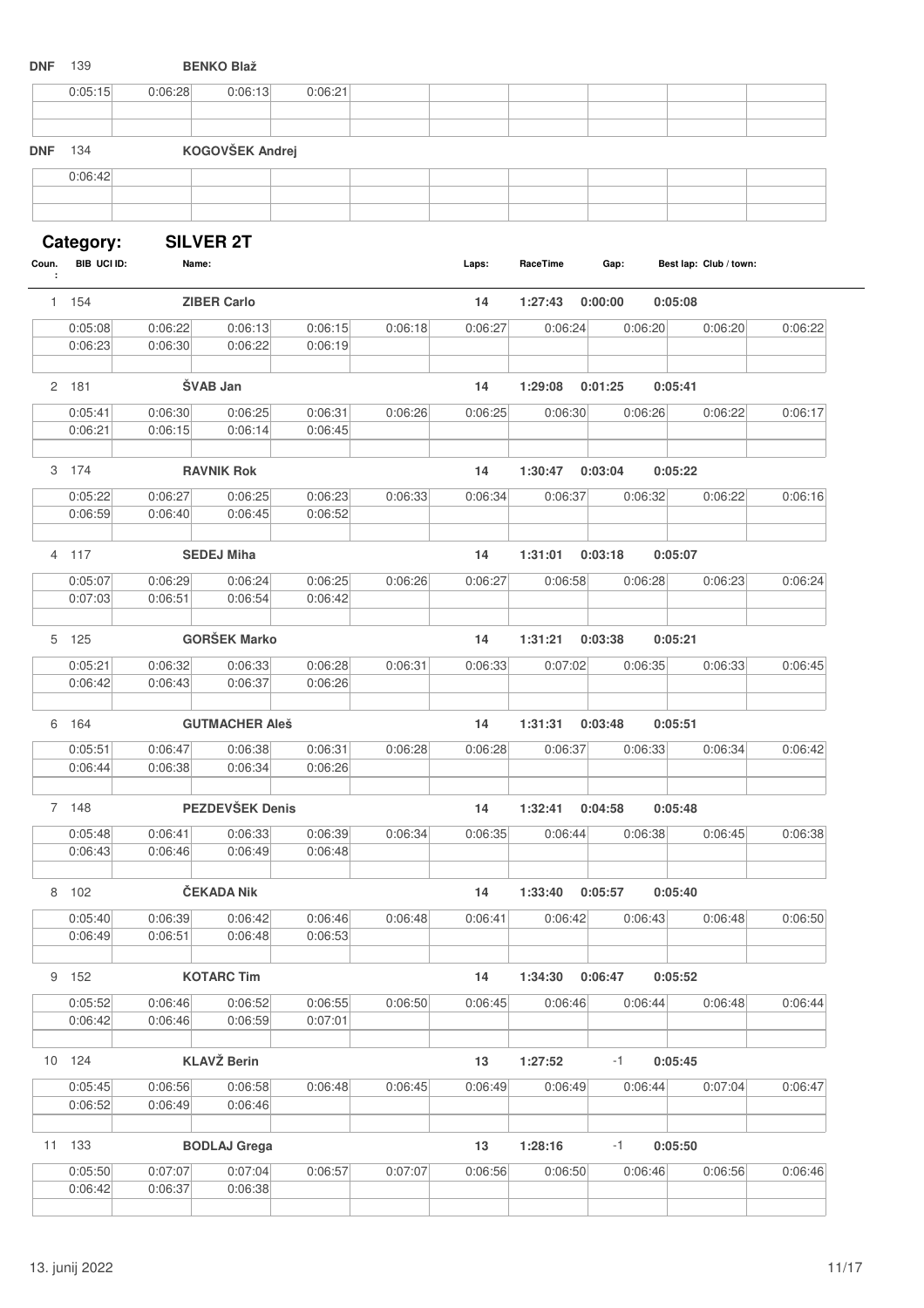**DNF** 139 **BENKO Blaž**

| | | | | | | | | | |
|---|---|---|---|---|---|---|---|---|---|
| 0:05:15 | 0:06:28 | 0:06:13 | 0:06:21 | | | | | | |

**DNF** 134 **KOGOVŠEK Andrej**

| | | | | | | | | | |
|---|---|---|---|---|---|---|---|---|---|
| 0:06:42 | | | | | | | | | |

## Category: SILVER 2T

| Coun.: | BIB UCI ID: | Name: | Laps: | RaceTime | Gap: | Best lap: | Club / town: |
|---|---|---|---|---|---|---|---|
| 1 | 154 | **ZIBER Carlo** | 14 | 1:27:43 | 0:00:00 | 0:05:08 | |

| | | | | | | | | | |
|---|---|---|---|---|---|---|---|---|---|
| 0:05:08 | 0:06:22 | 0:06:13 | 0:06:15 | 0:06:18 | 0:06:27 | 0:06:24 | 0:06:20 | 0:06:20 | 0:06:22 |
| 0:06:23 | 0:06:30 | 0:06:22 | 0:06:19 | | | | | | |

| Coun.: | BIB UCI ID: | Name: | Laps: | RaceTime | Gap: | Best lap: | Club / town: |
|---|---|---|---|---|---|---|---|
| 2 | 181 | **ŠVAB Jan** | 14 | 1:29:08 | 0:01:25 | 0:05:41 | |

| | | | | | | | | | |
|---|---|---|---|---|---|---|---|---|---|
| 0:05:41 | 0:06:30 | 0:06:25 | 0:06:31 | 0:06:26 | 0:06:25 | 0:06:30 | 0:06:26 | 0:06:22 | 0:06:17 |
| 0:06:21 | 0:06:15 | 0:06:14 | 0:06:45 | | | | | | |

| Coun.: | BIB UCI ID: | Name: | Laps: | RaceTime | Gap: | Best lap: | Club / town: |
|---|---|---|---|---|---|---|---|
| 3 | 174 | **RAVNIK Rok** | 14 | 1:30:47 | 0:03:04 | 0:05:22 | |

| | | | | | | | | | |
|---|---|---|---|---|---|---|---|---|---|
| 0:05:22 | 0:06:27 | 0:06:25 | 0:06:23 | 0:06:33 | 0:06:34 | 0:06:37 | 0:06:32 | 0:06:22 | 0:06:16 |
| 0:06:59 | 0:06:40 | 0:06:45 | 0:06:52 | | | | | | |

| Coun.: | BIB UCI ID: | Name: | Laps: | RaceTime | Gap: | Best lap: | Club / town: |
|---|---|---|---|---|---|---|---|
| 4 | 117 | **SEDEJ Miha** | 14 | 1:31:01 | 0:03:18 | 0:05:07 | |

| | | | | | | | | | |
|---|---|---|---|---|---|---|---|---|---|
| 0:05:07 | 0:06:29 | 0:06:24 | 0:06:25 | 0:06:26 | 0:06:27 | 0:06:58 | 0:06:28 | 0:06:23 | 0:06:24 |
| 0:07:03 | 0:06:51 | 0:06:54 | 0:06:42 | | | | | | |

| Coun.: | BIB UCI ID: | Name: | Laps: | RaceTime | Gap: | Best lap: | Club / town: |
|---|---|---|---|---|---|---|---|
| 5 | 125 | **GORŠEK Marko** | 14 | 1:31:21 | 0:03:38 | 0:05:21 | |

| | | | | | | | | | |
|---|---|---|---|---|---|---|---|---|---|
| 0:05:21 | 0:06:32 | 0:06:33 | 0:06:28 | 0:06:31 | 0:06:33 | 0:07:02 | 0:06:35 | 0:06:33 | 0:06:45 |
| 0:06:42 | 0:06:43 | 0:06:37 | 0:06:26 | | | | | | |

| Coun.: | BIB UCI ID: | Name: | Laps: | RaceTime | Gap: | Best lap: | Club / town: |
|---|---|---|---|---|---|---|---|
| 6 | 164 | **GUTMACHER Aleš** | 14 | 1:31:31 | 0:03:48 | 0:05:51 | |

| | | | | | | | | | |
|---|---|---|---|---|---|---|---|---|---|
| 0:05:51 | 0:06:47 | 0:06:38 | 0:06:31 | 0:06:28 | 0:06:28 | 0:06:37 | 0:06:33 | 0:06:34 | 0:06:42 |
| 0:06:44 | 0:06:38 | 0:06:34 | 0:06:26 | | | | | | |

| Coun.: | BIB UCI ID: | Name: | Laps: | RaceTime | Gap: | Best lap: | Club / town: |
|---|---|---|---|---|---|---|---|
| 7 | 148 | **PEZDEVŠEK Denis** | 14 | 1:32:41 | 0:04:58 | 0:05:48 | |

| | | | | | | | | | |
|---|---|---|---|---|---|---|---|---|---|
| 0:05:48 | 0:06:41 | 0:06:33 | 0:06:39 | 0:06:34 | 0:06:35 | 0:06:44 | 0:06:38 | 0:06:45 | 0:06:38 |
| 0:06:43 | 0:06:46 | 0:06:49 | 0:06:48 | | | | | | |

| Coun.: | BIB UCI ID: | Name: | Laps: | RaceTime | Gap: | Best lap: | Club / town: |
|---|---|---|---|---|---|---|---|
| 8 | 102 | **ČEKADA Nik** | 14 | 1:33:40 | 0:05:57 | 0:05:40 | |

| | | | | | | | | | |
|---|---|---|---|---|---|---|---|---|---|
| 0:05:40 | 0:06:39 | 0:06:42 | 0:06:46 | 0:06:48 | 0:06:41 | 0:06:42 | 0:06:43 | 0:06:48 | 0:06:50 |
| 0:06:49 | 0:06:51 | 0:06:48 | 0:06:53 | | | | | | |

| Coun.: | BIB UCI ID: | Name: | Laps: | RaceTime | Gap: | Best lap: | Club / town: |
|---|---|---|---|---|---|---|---|
| 9 | 152 | **KOTARC Tim** | 14 | 1:34:30 | 0:06:47 | 0:05:52 | |

| | | | | | | | | | |
|---|---|---|---|---|---|---|---|---|---|
| 0:05:52 | 0:06:46 | 0:06:52 | 0:06:55 | 0:06:50 | 0:06:45 | 0:06:46 | 0:06:44 | 0:06:48 | 0:06:44 |
| 0:06:42 | 0:06:46 | 0:06:59 | 0:07:01 | | | | | | |

| Coun.: | BIB UCI ID: | Name: | Laps: | RaceTime | Gap: | Best lap: | Club / town: |
|---|---|---|---|---|---|---|---|
| 10 | 124 | **KLAVŽ Berin** | 13 | 1:27:52 | -1 | 0:05:45 | |

| | | | | | | | | | |
|---|---|---|---|---|---|---|---|---|---|
| 0:05:45 | 0:06:56 | 0:06:58 | 0:06:48 | 0:06:45 | 0:06:49 | 0:06:49 | 0:06:44 | 0:07:04 | 0:06:47 |
| 0:06:52 | 0:06:49 | 0:06:46 | | | | | | | |

| Coun.: | BIB UCI ID: | Name: | Laps: | RaceTime | Gap: | Best lap: | Club / town: |
|---|---|---|---|---|---|---|---|
| 11 | 133 | **BODLAJ Grega** | 13 | 1:28:16 | -1 | 0:05:50 | |

| | | | | | | | | | |
|---|---|---|---|---|---|---|---|---|---|
| 0:05:50 | 0:07:07 | 0:07:04 | 0:06:57 | 0:07:07 | 0:06:56 | 0:06:50 | 0:06:46 | 0:06:56 | 0:06:46 |
| 0:06:42 | 0:06:37 | 0:06:38 | | | | | | | |

13. junij 2022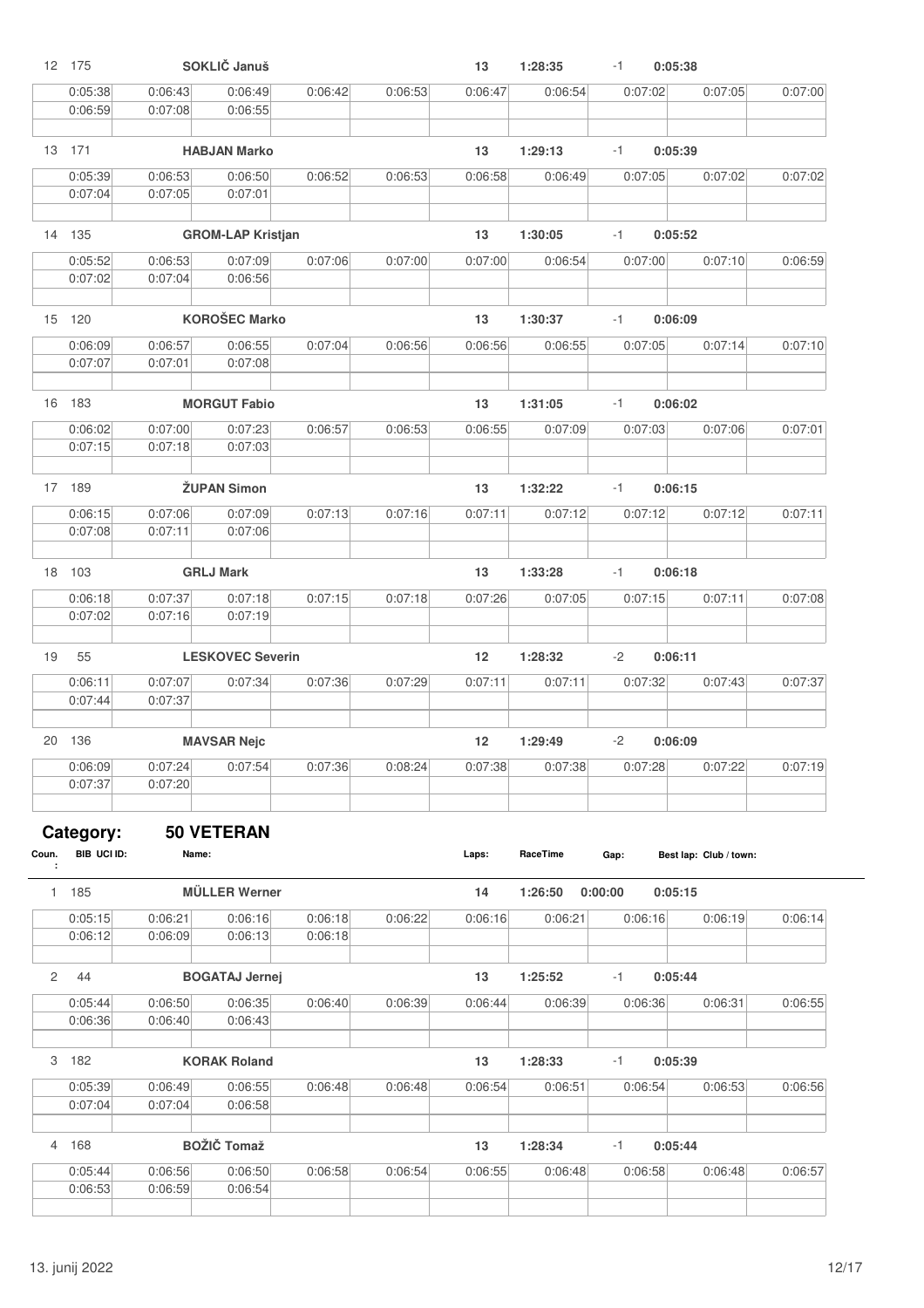| Coun. | BIB UCI ID: | Name: | Laps: | RaceTime | Gap: | Best lap: Club / town: |
|---|---|---|---|---|---|---|
| 12 | 175 | SOKLIČ Januš | 13 | 1:28:35 | -1 | 0:05:38 |

| | | | | | | | | | |
|---|---|---|---|---|---|---|---|---|---|
| 0:05:38 | 0:06:43 | 0:06:49 | 0:06:42 | 0:06:53 | 0:06:47 | 0:06:54 | 0:07:02 | 0:07:05 | 0:07:00 |
| 0:06:59 | 0:07:08 | 0:06:55 | | | | | | | |

| Coun. | BIB UCI ID: | Name: | Laps: | RaceTime | Gap: | Best lap: Club / town: |
|---|---|---|---|---|---|---|
| 13 | 171 | HABJAN Marko | 13 | 1:29:13 | -1 | 0:05:39 |

| | | | | | | | | | |
|---|---|---|---|---|---|---|---|---|---|
| 0:05:39 | 0:06:53 | 0:06:50 | 0:06:52 | 0:06:53 | 0:06:58 | 0:06:49 | 0:07:05 | 0:07:02 | 0:07:02 |
| 0:07:04 | 0:07:05 | 0:07:01 | | | | | | | |

| Coun. | BIB UCI ID: | Name: | Laps: | RaceTime | Gap: | Best lap: Club / town: |
|---|---|---|---|---|---|---|
| 14 | 135 | GROM-LAP Kristjan | 13 | 1:30:05 | -1 | 0:05:52 |

| | | | | | | | | | |
|---|---|---|---|---|---|---|---|---|---|
| 0:05:52 | 0:06:53 | 0:07:09 | 0:07:06 | 0:07:00 | 0:07:00 | 0:06:54 | 0:07:00 | 0:07:10 | 0:06:59 |
| 0:07:02 | 0:07:04 | 0:06:56 | | | | | | | |

| Coun. | BIB UCI ID: | Name: | Laps: | RaceTime | Gap: | Best lap: Club / town: |
|---|---|---|---|---|---|---|
| 15 | 120 | KOROŠEC Marko | 13 | 1:30:37 | -1 | 0:06:09 |

| | | | | | | | | | |
|---|---|---|---|---|---|---|---|---|---|
| 0:06:09 | 0:06:57 | 0:06:55 | 0:07:04 | 0:06:56 | 0:06:56 | 0:06:55 | 0:07:05 | 0:07:14 | 0:07:10 |
| 0:07:07 | 0:07:01 | 0:07:08 | | | | | | | |

| Coun. | BIB UCI ID: | Name: | Laps: | RaceTime | Gap: | Best lap: Club / town: |
|---|---|---|---|---|---|---|
| 16 | 183 | MORGUT Fabio | 13 | 1:31:05 | -1 | 0:06:02 |

| | | | | | | | | | |
|---|---|---|---|---|---|---|---|---|---|
| 0:06:02 | 0:07:00 | 0:07:23 | 0:06:57 | 0:06:53 | 0:06:55 | 0:07:09 | 0:07:03 | 0:07:06 | 0:07:01 |
| 0:07:15 | 0:07:18 | 0:07:03 | | | | | | | |

| Coun. | BIB UCI ID: | Name: | Laps: | RaceTime | Gap: | Best lap: Club / town: |
|---|---|---|---|---|---|---|
| 17 | 189 | ŽUPAN Simon | 13 | 1:32:22 | -1 | 0:06:15 |

| | | | | | | | | | |
|---|---|---|---|---|---|---|---|---|---|
| 0:06:15 | 0:07:06 | 0:07:09 | 0:07:13 | 0:07:16 | 0:07:11 | 0:07:12 | 0:07:12 | 0:07:12 | 0:07:11 |
| 0:07:08 | 0:07:11 | 0:07:06 | | | | | | | |

| Coun. | BIB UCI ID: | Name: | Laps: | RaceTime | Gap: | Best lap: Club / town: |
|---|---|---|---|---|---|---|
| 18 | 103 | GRLJ Mark | 13 | 1:33:28 | -1 | 0:06:18 |

| | | | | | | | | | |
|---|---|---|---|---|---|---|---|---|---|
| 0:06:18 | 0:07:37 | 0:07:18 | 0:07:15 | 0:07:18 | 0:07:26 | 0:07:05 | 0:07:15 | 0:07:11 | 0:07:08 |
| 0:07:02 | 0:07:16 | 0:07:19 | | | | | | | |

| Coun. | BIB UCI ID: | Name: | Laps: | RaceTime | Gap: | Best lap: Club / town: |
|---|---|---|---|---|---|---|
| 19 | 55 | LESKOVEC Severin | 12 | 1:28:32 | -2 | 0:06:11 |

| | | | | | | | | | |
|---|---|---|---|---|---|---|---|---|---|
| 0:06:11 | 0:07:07 | 0:07:34 | 0:07:36 | 0:07:29 | 0:07:11 | 0:07:11 | 0:07:32 | 0:07:43 | 0:07:37 |
| 0:07:44 | 0:07:37 | | | | | | | | |

| Coun. | BIB UCI ID: | Name: | Laps: | RaceTime | Gap: | Best lap: Club / town: |
|---|---|---|---|---|---|---|
| 20 | 136 | MAVSAR Nejc | 12 | 1:29:49 | -2 | 0:06:09 |

| | | | | | | | | | |
|---|---|---|---|---|---|---|---|---|---|
| 0:06:09 | 0:07:24 | 0:07:54 | 0:07:36 | 0:08:24 | 0:07:38 | 0:07:38 | 0:07:28 | 0:07:22 | 0:07:19 |
| 0:07:37 | 0:07:20 | | | | | | | | |

## Category: 50 VETERAN

| Coun. | BIB UCI ID: | Name: | Laps: | RaceTime | Gap: | Best lap: Club / town: |
|---|---|---|---|---|---|---|
| 1 | 185 | MÜLLER Werner | 14 | 1:26:50 | 0:00:00 | 0:05:15 |

| | | | | | | | | | |
|---|---|---|---|---|---|---|---|---|---|
| 0:05:15 | 0:06:21 | 0:06:16 | 0:06:18 | 0:06:22 | 0:06:16 | 0:06:21 | 0:06:16 | 0:06:19 | 0:06:14 |
| 0:06:12 | 0:06:09 | 0:06:13 | 0:06:18 | | | | | | |

| Coun. | BIB UCI ID: | Name: | Laps: | RaceTime | Gap: | Best lap: Club / town: |
|---|---|---|---|---|---|---|
| 2 | 44 | BOGATAJ Jernej | 13 | 1:25:52 | -1 | 0:05:44 |

| | | | | | | | | | |
|---|---|---|---|---|---|---|---|---|---|
| 0:05:44 | 0:06:50 | 0:06:35 | 0:06:40 | 0:06:39 | 0:06:44 | 0:06:39 | 0:06:36 | 0:06:31 | 0:06:55 |
| 0:06:36 | 0:06:40 | 0:06:43 | | | | | | | |

| Coun. | BIB UCI ID: | Name: | Laps: | RaceTime | Gap: | Best lap: Club / town: |
|---|---|---|---|---|---|---|
| 3 | 182 | KORAK Roland | 13 | 1:28:33 | -1 | 0:05:39 |

| | | | | | | | | | |
|---|---|---|---|---|---|---|---|---|---|
| 0:05:39 | 0:06:49 | 0:06:55 | 0:06:48 | 0:06:48 | 0:06:54 | 0:06:51 | 0:06:54 | 0:06:53 | 0:06:56 |
| 0:07:04 | 0:07:04 | 0:06:58 | | | | | | | |

| Coun. | BIB UCI ID: | Name: | Laps: | RaceTime | Gap: | Best lap: Club / town: |
|---|---|---|---|---|---|---|
| 4 | 168 | BOŽIČ Tomaž | 13 | 1:28:34 | -1 | 0:05:44 |

| | | | | | | | | | |
|---|---|---|---|---|---|---|---|---|---|
| 0:05:44 | 0:06:56 | 0:06:50 | 0:06:58 | 0:06:54 | 0:06:55 | 0:06:48 | 0:06:58 | 0:06:48 | 0:06:57 |
| 0:06:53 | 0:06:59 | 0:06:54 | | | | | | | |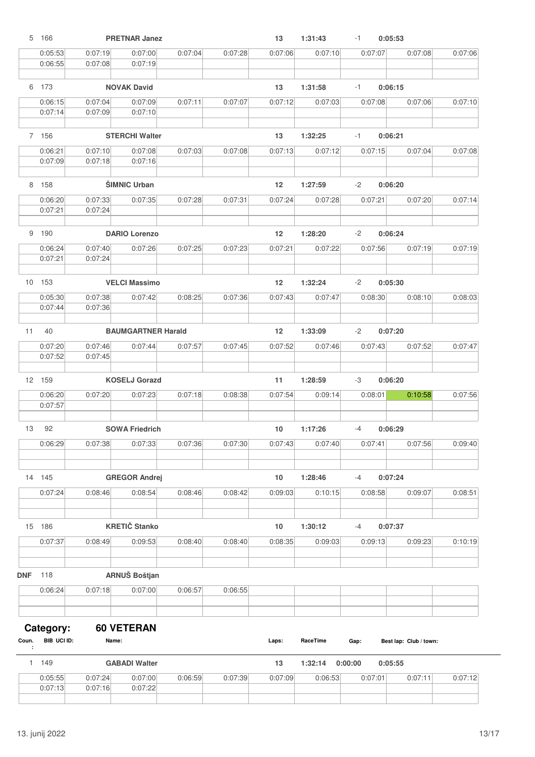| 5 | 166 | | PRETNAR Janez | | | 13 | 1:31:43 | -1 | 0:05:53 |
|---|---|---|---|---|---|---|---|---|---|
| | 0:05:53 | 0:07:19 | 0:07:00 | 0:07:04 | 0:07:28 | 0:07:06 | 0:07:10 | 0:07:07 | 0:07:08 | 0:07:06 |
| | 0:06:55 | 0:07:08 | 0:07:19 | | | | | | | |

| 6 | 173 | | NOVAK David | | | 13 | 1:31:58 | -1 | 0:06:15 |
|---|---|---|---|---|---|---|---|---|---|
| | 0:06:15 | 0:07:04 | 0:07:09 | 0:07:11 | 0:07:07 | 0:07:12 | 0:07:03 | 0:07:08 | 0:07:06 | 0:07:10 |
| | 0:07:14 | 0:07:09 | 0:07:10 | | | | | | | |

| 7 | 156 | | STERCHI Walter | | | 13 | 1:32:25 | -1 | 0:06:21 |
|---|---|---|---|---|---|---|---|---|---|
| | 0:06:21 | 0:07:10 | 0:07:08 | 0:07:03 | 0:07:08 | 0:07:13 | 0:07:12 | 0:07:15 | 0:07:04 | 0:07:08 |
| | 0:07:09 | 0:07:18 | 0:07:16 | | | | | | | |

| 8 | 158 | | ŠIMNIC Urban | | | 12 | 1:27:59 | -2 | 0:06:20 |
|---|---|---|---|---|---|---|---|---|---|
| | 0:06:20 | 0:07:33 | 0:07:35 | 0:07:28 | 0:07:31 | 0:07:24 | 0:07:28 | 0:07:21 | 0:07:20 | 0:07:14 |
| | 0:07:21 | 0:07:24 | | | | | | | | |

| 9 | 190 | | DARIO Lorenzo | | | 12 | 1:28:20 | -2 | 0:06:24 |
|---|---|---|---|---|---|---|---|---|---|
| | 0:06:24 | 0:07:40 | 0:07:26 | 0:07:25 | 0:07:23 | 0:07:21 | 0:07:22 | 0:07:56 | 0:07:19 | 0:07:19 |
| | 0:07:21 | 0:07:24 | | | | | | | | |

| 10 | 153 | | VELCI Massimo | | | 12 | 1:32:24 | -2 | 0:05:30 |
|---|---|---|---|---|---|---|---|---|---|
| | 0:05:30 | 0:07:38 | 0:07:42 | 0:08:25 | 0:07:36 | 0:07:43 | 0:07:47 | 0:08:30 | 0:08:10 | 0:08:03 |
| | 0:07:44 | 0:07:36 | | | | | | | | |

| 11 | 40 | | BAUMGARTNER Harald | | | 12 | 1:33:09 | -2 | 0:07:20 |
|---|---|---|---|---|---|---|---|---|---|
| | 0:07:20 | 0:07:46 | 0:07:44 | 0:07:57 | 0:07:45 | 0:07:52 | 0:07:46 | 0:07:43 | 0:07:52 | 0:07:47 |
| | 0:07:52 | 0:07:45 | | | | | | | | |

| 12 | 159 | | KOSELJ Gorazd | | | 11 | 1:28:59 | -3 | 0:06:20 |
|---|---|---|---|---|---|---|---|---|---|
| | 0:06:20 | 0:07:20 | 0:07:23 | 0:07:18 | 0:08:38 | 0:07:54 | 0:09:14 | 0:08:01 | 0:10:58 | 0:07:56 |
| | 0:07:57 | | | | | | | | | |

| 13 | 92 | | SOWA Friedrich | | | 10 | 1:17:26 | -4 | 0:06:29 |
|---|---|---|---|---|---|---|---|---|---|
| | 0:06:29 | 0:07:38 | 0:07:33 | 0:07:36 | 0:07:30 | 0:07:43 | 0:07:40 | 0:07:41 | 0:07:56 | 0:09:40 |

| 14 | 145 | | GREGOR Andrej | | | 10 | 1:28:46 | -4 | 0:07:24 |
|---|---|---|---|---|---|---|---|---|---|
| | 0:07:24 | 0:08:46 | 0:08:54 | 0:08:46 | 0:08:42 | 0:09:03 | 0:10:15 | 0:08:58 | 0:09:07 | 0:08:51 |

| 15 | 186 | | KRETIČ Stanko | | | 10 | 1:30:12 | -4 | 0:07:37 |
|---|---|---|---|---|---|---|---|---|---|
| | 0:07:37 | 0:08:49 | 0:09:53 | 0:08:40 | 0:08:40 | 0:08:35 | 0:09:03 | 0:09:13 | 0:09:23 | 0:10:19 |

| DNF | 118 | | ARNUŠ Boštjan | | | | | | |
|---|---|---|---|---|---|---|---|---|---|
| | 0:06:24 | 0:07:18 | 0:07:00 | 0:06:57 | 0:06:55 | | | | | |

## Category: 60 VETERAN

| Coun.: | BIB | UCI ID: | Name: | Laps: | RaceTime | Gap: | Best lap: | Club / town: |
|---|---|---|---|---|---|---|---|---|
| 1 | 149 | | GABADI Walter | 13 | 1:32:14 | 0:00:00 | 0:05:55 | |

| | | | | | | | | | |
|---|---|---|---|---|---|---|---|---|---|
| 0:05:55 | 0:07:24 | 0:07:00 | 0:06:59 | 0:07:39 | 0:07:09 | 0:06:53 | 0:07:01 | 0:07:11 | 0:07:12 |
| 0:07:13 | 0:07:16 | 0:07:22 | | | | | | | |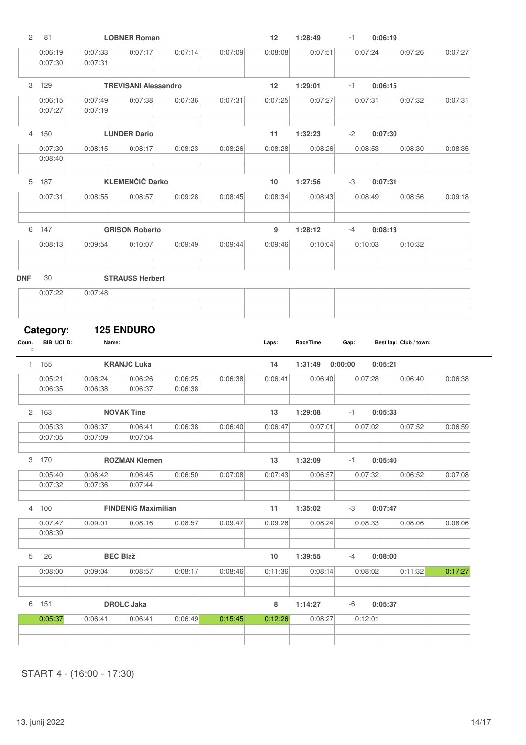| 2 | 81 | LOBNER Roman | | | 12 | 1:28:49 | -1 | 0:06:19 | |
|---|---|---|---|---|---|---|---|---|---|
| 0:06:19 | 0:07:33 | 0:07:17 | 0:07:14 | 0:07:09 | 0:08:08 | 0:07:51 | 0:07:24 | 0:07:26 | 0:07:27 |
| 0:07:30 | 0:07:31 | | | | | | | | |

| 3 | 129 | TREVISANI Alessandro | | | 12 | 1:29:01 | -1 | 0:06:15 | |
|---|---|---|---|---|---|---|---|---|---|
| 0:06:15 | 0:07:49 | 0:07:38 | 0:07:36 | 0:07:31 | 0:07:25 | 0:07:27 | 0:07:31 | 0:07:32 | 0:07:31 |
| 0:07:27 | 0:07:19 | | | | | | | | |

| 4 | 150 | LUNDER Dario | | | 11 | 1:32:23 | -2 | 0:07:30 | |
|---|---|---|---|---|---|---|---|---|---|
| 0:07:30 | 0:08:15 | 0:08:17 | 0:08:23 | 0:08:26 | 0:08:28 | 0:08:26 | 0:08:53 | 0:08:30 | 0:08:35 |
| 0:08:40 | | | | | | | | | |

| 5 | 187 | KLEMENČIČ Darko | | | 10 | 1:27:56 | -3 | 0:07:31 | |
|---|---|---|---|---|---|---|---|---|---|
| 0:07:31 | 0:08:55 | 0:08:57 | 0:09:28 | 0:08:45 | 0:08:34 | 0:08:43 | 0:08:49 | 0:08:56 | 0:09:18 |

| 6 | 147 | GRISON Roberto | | | 9 | 1:28:12 | -4 | 0:08:13 | |
|---|---|---|---|---|---|---|---|---|---|
| 0:08:13 | 0:09:54 | 0:10:07 | 0:09:49 | 0:09:44 | 0:09:46 | 0:10:04 | 0:10:03 | 0:10:32 | |

| DNF | 30 | STRAUSS Herbert | | | | | | | |
|---|---|---|---|---|---|---|---|---|---|
| 0:07:22 | 0:07:48 | | | | | | | | |

## Category: 125 ENDURO

| Coun.: | BIB UCI ID: | Name: | | | Laps: | RaceTime | Gap: | Best lap: Club / town: | |
|---|---|---|---|---|---|---|---|---|---|
| 1 | 155 | KRANJC Luka | | | 14 | 1:31:49 | 0:00:00 | 0:05:21 | |
| 0:05:21 | 0:06:24 | 0:06:26 | 0:06:25 | 0:06:38 | 0:06:41 | 0:06:40 | 0:07:28 | 0:06:40 | 0:06:38 |
| 0:06:35 | 0:06:38 | 0:06:37 | 0:06:38 | | | | | | |
| 2 | 163 | NOVAK Tine | | | 13 | 1:29:08 | -1 | 0:05:33 | |
| 0:05:33 | 0:06:37 | 0:06:41 | 0:06:38 | 0:06:40 | 0:06:47 | 0:07:01 | 0:07:02 | 0:07:52 | 0:06:59 |
| 0:07:05 | 0:07:09 | 0:07:04 | | | | | | | |
| 3 | 170 | ROZMAN Klemen | | | 13 | 1:32:09 | -1 | 0:05:40 | |
| 0:05:40 | 0:06:42 | 0:06:45 | 0:06:50 | 0:07:08 | 0:07:43 | 0:06:57 | 0:07:32 | 0:06:52 | 0:07:08 |
| 0:07:32 | 0:07:36 | 0:07:44 | | | | | | | |
| 4 | 100 | FINDENIG Maximilian | | | 11 | 1:35:02 | -3 | 0:07:47 | |
| 0:07:47 | 0:09:01 | 0:08:16 | 0:08:57 | 0:09:47 | 0:09:26 | 0:08:24 | 0:08:33 | 0:08:06 | 0:08:06 |
| 0:08:39 | | | | | | | | | |
| 5 | 26 | BEC Blaž | | | 10 | 1:39:55 | -4 | 0:08:00 | |
| 0:08:00 | 0:09:04 | 0:08:57 | 0:08:17 | 0:08:46 | 0:11:36 | 0:08:14 | 0:08:02 | 0:11:32 | 0:17:27 |
| 6 | 151 | DROLC Jaka | | | 8 | 1:14:27 | -6 | 0:05:37 | |
| 0:05:37 | 0:06:41 | 0:06:41 | 0:06:49 | 0:15:45 | 0:12:26 | 0:08:27 | 0:12:01 | | |

START 4 - (16:00 - 17:30)

13. junij 2022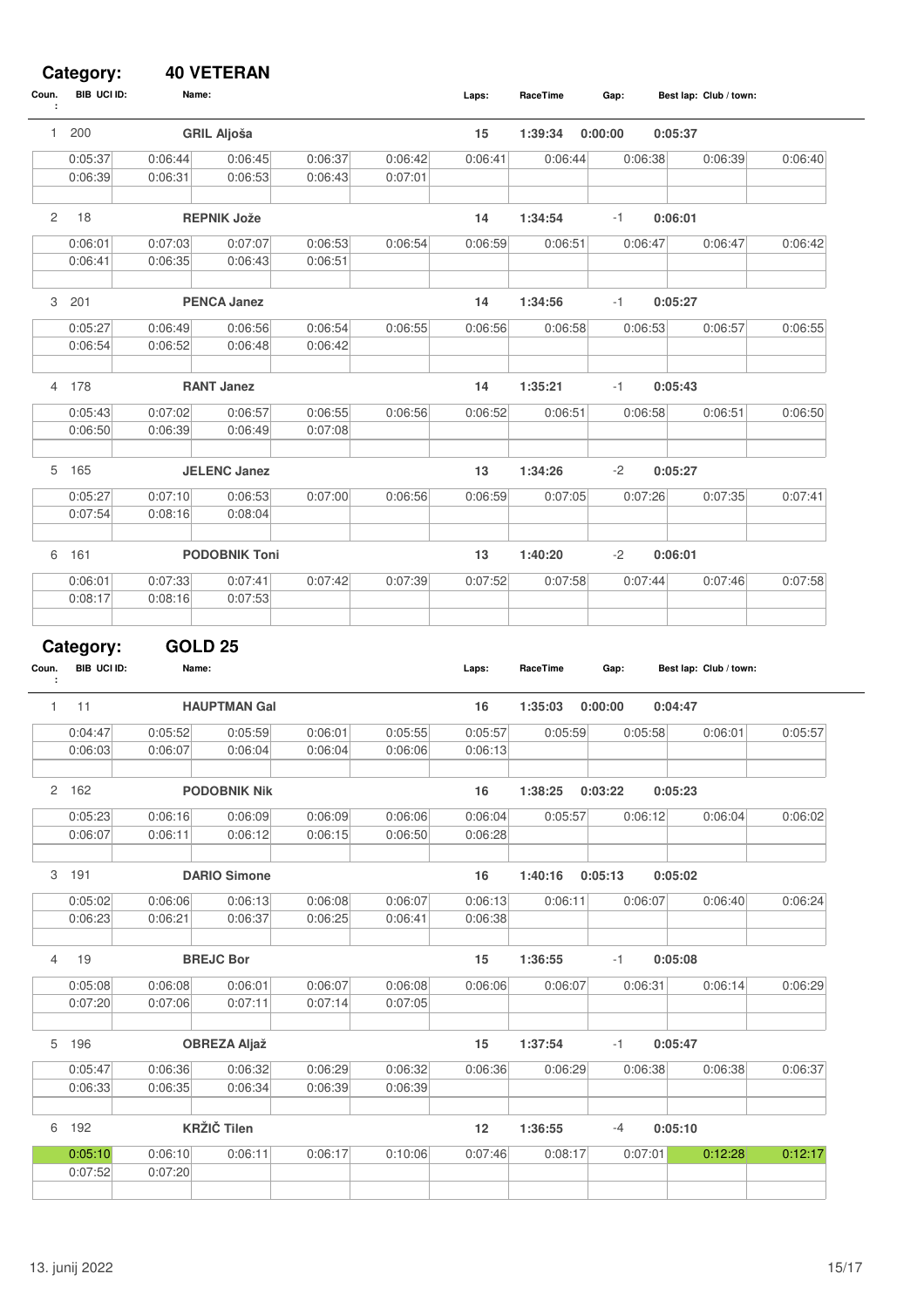## Category: 40 VETERAN

| Coun.: | BIB UCI ID: | Name: | | | Laps: | RaceTime | Gap: | Best lap: | Club / town: |
|---|---|---|---|---|---|---|---|---|---|
| 1 | 200 | **GRIL Aljoša** | | | **15** | **1:39:34** | **0:00:00** | **0:05:37** | |
| 0:05:37 | 0:06:44 | 0:06:45 | 0:06:37 | 0:06:42 | 0:06:41 | 0:06:44 | 0:06:38 | 0:06:39 | 0:06:40 |
| 0:06:39 | 0:06:31 | 0:06:53 | 0:06:43 | 0:07:01 | | | | | |
| 2 | 18 | **REPNIK Jože** | | | **14** | **1:34:54** | -1 | **0:06:01** | |
| 0:06:01 | 0:07:03 | 0:07:07 | 0:06:53 | 0:06:54 | 0:06:59 | 0:06:51 | 0:06:47 | 0:06:47 | 0:06:42 |
| 0:06:41 | 0:06:35 | 0:06:43 | 0:06:51 | | | | | | |
| 3 | 201 | **PENCA Janez** | | | **14** | **1:34:56** | -1 | **0:05:27** | |
| 0:05:27 | 0:06:49 | 0:06:56 | 0:06:54 | 0:06:55 | 0:06:56 | 0:06:58 | 0:06:53 | 0:06:57 | 0:06:55 |
| 0:06:54 | 0:06:52 | 0:06:48 | 0:06:42 | | | | | | |
| 4 | 178 | **RANT Janez** | | | **14** | **1:35:21** | -1 | **0:05:43** | |
| 0:05:43 | 0:07:02 | 0:06:57 | 0:06:55 | 0:06:56 | 0:06:52 | 0:06:51 | 0:06:58 | 0:06:51 | 0:06:50 |
| 0:06:50 | 0:06:39 | 0:06:49 | 0:07:08 | | | | | | |
| 5 | 165 | **JELENC Janez** | | | **13** | **1:34:26** | -2 | **0:05:27** | |
| 0:05:27 | 0:07:10 | 0:06:53 | 0:07:00 | 0:06:56 | 0:06:59 | 0:07:05 | 0:07:26 | 0:07:35 | 0:07:41 |
| 0:07:54 | 0:08:16 | 0:08:04 | | | | | | | |
| 6 | 161 | **PODOBNIK Toni** | | | **13** | **1:40:20** | -2 | **0:06:01** | |
| 0:06:01 | 0:07:33 | 0:07:41 | 0:07:42 | 0:07:39 | 0:07:52 | 0:07:58 | 0:07:44 | 0:07:46 | 0:07:58 |
| 0:08:17 | 0:08:16 | 0:07:53 | | | | | | | |

## Category: GOLD 25

| Coun.: | BIB UCI ID: | Name: | | | Laps: | RaceTime | Gap: | Best lap: | Club / town: |
|---|---|---|---|---|---|---|---|---|---|
| 1 | 11 | **HAUPTMAN Gal** | | | **16** | **1:35:03** | **0:00:00** | **0:04:47** | |
| 0:04:47 | 0:05:52 | 0:05:59 | 0:06:01 | 0:05:55 | 0:05:57 | 0:05:59 | 0:05:58 | 0:06:01 | 0:05:57 |
| 0:06:03 | 0:06:07 | 0:06:04 | 0:06:04 | 0:06:06 | 0:06:13 | | | | |
| 2 | 162 | **PODOBNIK Nik** | | | **16** | **1:38:25** | **0:03:22** | **0:05:23** | |
| 0:05:23 | 0:06:16 | 0:06:09 | 0:06:09 | 0:06:06 | 0:06:04 | 0:05:57 | 0:06:12 | 0:06:04 | 0:06:02 |
| 0:06:07 | 0:06:11 | 0:06:12 | 0:06:15 | 0:06:50 | 0:06:28 | | | | |
| 3 | 191 | **DARIO Simone** | | | **16** | **1:40:16** | **0:05:13** | **0:05:02** | |
| 0:05:02 | 0:06:06 | 0:06:13 | 0:06:08 | 0:06:07 | 0:06:13 | 0:06:11 | 0:06:07 | 0:06:40 | 0:06:24 |
| 0:06:23 | 0:06:21 | 0:06:37 | 0:06:25 | 0:06:41 | 0:06:38 | | | | |
| 4 | 19 | **BREJC Bor** | | | **15** | **1:36:55** | -1 | **0:05:08** | |
| 0:05:08 | 0:06:08 | 0:06:01 | 0:06:07 | 0:06:08 | 0:06:06 | 0:06:07 | 0:06:31 | 0:06:14 | 0:06:29 |
| 0:07:20 | 0:07:06 | 0:07:11 | 0:07:14 | 0:07:05 | | | | | |
| 5 | 196 | **OBREZA Aljaž** | | | **15** | **1:37:54** | -1 | **0:05:47** | |
| 0:05:47 | 0:06:36 | 0:06:32 | 0:06:29 | 0:06:32 | 0:06:36 | 0:06:29 | 0:06:38 | 0:06:38 | 0:06:37 |
| 0:06:33 | 0:06:35 | 0:06:34 | 0:06:39 | 0:06:39 | | | | | |
| 6 | 192 | **KRŽIČ Tilen** | | | **12** | **1:36:55** | -4 | **0:05:10** | |
| 0:05:10 | 0:06:10 | 0:06:11 | 0:06:17 | 0:10:06 | 0:07:46 | 0:08:17 | 0:07:01 | 0:12:28 | 0:12:17 |
| 0:07:52 | 0:07:20 | | | | | | | | |

13. junij 2022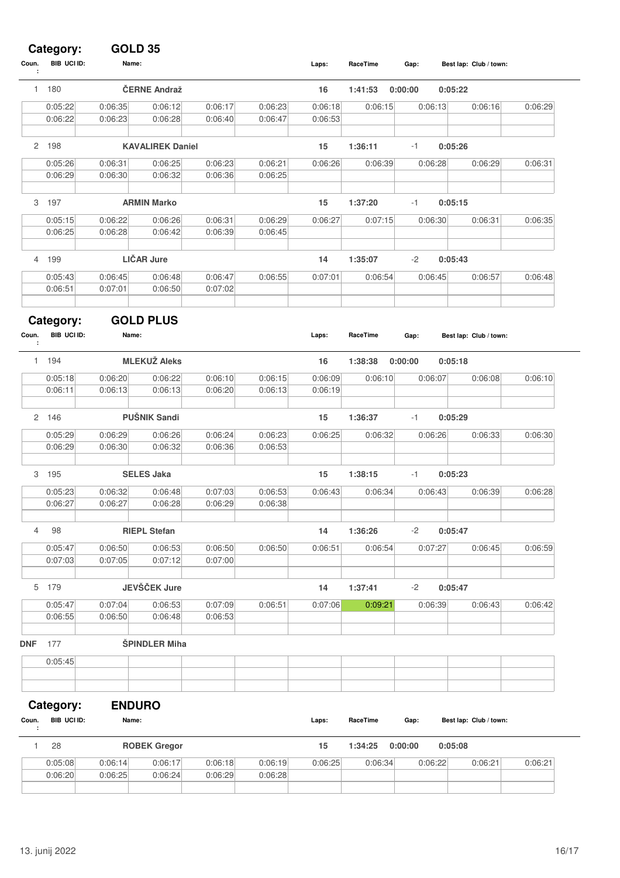## Category: GOLD 35

| Coun.: | BIB UCI ID: | Name: | Laps: | RaceTime | Gap: | Best lap: | Club / town: |
|---|---|---|---|---|---|---|---|
| 1 | 180 | ČERNE Andraž | 16 | 1:41:53 | 0:00:00 | 0:05:22 | |

| | | | | | | | | | |
|---|---|---|---|---|---|---|---|---|---|
| 0:05:22 | 0:06:35 | 0:06:12 | 0:06:17 | 0:06:23 | 0:06:18 | 0:06:15 | 0:06:13 | 0:06:16 | 0:06:29 |
| 0:06:22 | 0:06:23 | 0:06:28 | 0:06:40 | 0:06:47 | 0:06:53 | | | | |

| Coun.: | BIB UCI ID: | Name: | Laps: | RaceTime | Gap: | Best lap: | Club / town: |
|---|---|---|---|---|---|---|---|
| 2 | 198 | KAVALIREK Daniel | 15 | 1:36:11 | -1 | 0:05:26 | |

| | | | | | | | | | |
|---|---|---|---|---|---|---|---|---|---|
| 0:05:26 | 0:06:31 | 0:06:25 | 0:06:23 | 0:06:21 | 0:06:26 | 0:06:39 | 0:06:28 | 0:06:29 | 0:06:31 |
| 0:06:29 | 0:06:30 | 0:06:32 | 0:06:36 | 0:06:25 | | | | | |

| Coun.: | BIB UCI ID: | Name: | Laps: | RaceTime | Gap: | Best lap: | Club / town: |
|---|---|---|---|---|---|---|---|
| 3 | 197 | ARMIN Marko | 15 | 1:37:20 | -1 | 0:05:15 | |

| | | | | | | | | | |
|---|---|---|---|---|---|---|---|---|---|
| 0:05:15 | 0:06:22 | 0:06:26 | 0:06:31 | 0:06:29 | 0:06:27 | 0:07:15 | 0:06:30 | 0:06:31 | 0:06:35 |
| 0:06:25 | 0:06:28 | 0:06:42 | 0:06:39 | 0:06:45 | | | | | |

| Coun.: | BIB UCI ID: | Name: | Laps: | RaceTime | Gap: | Best lap: | Club / town: |
|---|---|---|---|---|---|---|---|
| 4 | 199 | LIČAR Jure | 14 | 1:35:07 | -2 | 0:05:43 | |

| | | | | | | | | | |
|---|---|---|---|---|---|---|---|---|---|
| 0:05:43 | 0:06:45 | 0:06:48 | 0:06:47 | 0:06:55 | 0:07:01 | 0:06:54 | 0:06:45 | 0:06:57 | 0:06:48 |
| 0:06:51 | 0:07:01 | 0:06:50 | 0:07:02 | | | | | | |

## Category: GOLD PLUS

| Coun.: | BIB UCI ID: | Name: | Laps: | RaceTime | Gap: | Best lap: | Club / town: |
|---|---|---|---|---|---|---|---|
| 1 | 194 | MLEKUŽ Aleks | 16 | 1:38:38 | 0:00:00 | 0:05:18 | |

| | | | | | | | | | |
|---|---|---|---|---|---|---|---|---|---|
| 0:05:18 | 0:06:20 | 0:06:22 | 0:06:10 | 0:06:15 | 0:06:09 | 0:06:10 | 0:06:07 | 0:06:08 | 0:06:10 |
| 0:06:11 | 0:06:13 | 0:06:13 | 0:06:20 | 0:06:13 | 0:06:19 | | | | |

| Coun.: | BIB UCI ID: | Name: | Laps: | RaceTime | Gap: | Best lap: | Club / town: |
|---|---|---|---|---|---|---|---|
| 2 | 146 | PUŠNIK Sandi | 15 | 1:36:37 | -1 | 0:05:29 | |

| | | | | | | | | | |
|---|---|---|---|---|---|---|---|---|---|
| 0:05:29 | 0:06:29 | 0:06:26 | 0:06:24 | 0:06:23 | 0:06:25 | 0:06:32 | 0:06:26 | 0:06:33 | 0:06:30 |
| 0:06:29 | 0:06:30 | 0:06:32 | 0:06:36 | 0:06:53 | | | | | |

| Coun.: | BIB UCI ID: | Name: | Laps: | RaceTime | Gap: | Best lap: | Club / town: |
|---|---|---|---|---|---|---|---|
| 3 | 195 | SELES Jaka | 15 | 1:38:15 | -1 | 0:05:23 | |

| | | | | | | | | | |
|---|---|---|---|---|---|---|---|---|---|
| 0:05:23 | 0:06:32 | 0:06:48 | 0:07:03 | 0:06:53 | 0:06:43 | 0:06:34 | 0:06:43 | 0:06:39 | 0:06:28 |
| 0:06:27 | 0:06:27 | 0:06:28 | 0:06:29 | 0:06:38 | | | | | |

| Coun.: | BIB UCI ID: | Name: | Laps: | RaceTime | Gap: | Best lap: | Club / town: |
|---|---|---|---|---|---|---|---|
| 4 | 98 | RIEPL Stefan | 14 | 1:36:26 | -2 | 0:05:47 | |

| | | | | | | | | | |
|---|---|---|---|---|---|---|---|---|---|
| 0:05:47 | 0:06:50 | 0:06:53 | 0:06:50 | 0:06:50 | 0:06:51 | 0:06:54 | 0:07:27 | 0:06:45 | 0:06:59 |
| 0:07:03 | 0:07:05 | 0:07:12 | 0:07:00 | | | | | | |

| Coun.: | BIB UCI ID: | Name: | Laps: | RaceTime | Gap: | Best lap: | Club / town: |
|---|---|---|---|---|---|---|---|
| 5 | 179 | JEVŠČEK Jure | 14 | 1:37:41 | -2 | 0:05:47 | |

| | | | | | | | | | |
|---|---|---|---|---|---|---|---|---|---|
| 0:05:47 | 0:07:04 | 0:06:53 | 0:07:09 | 0:06:51 | 0:07:06 | 0:09:21 | 0:06:39 | 0:06:43 | 0:06:42 |
| 0:06:55 | 0:06:50 | 0:06:48 | 0:06:53 | | | | | | |

| Coun.: | BIB UCI ID: | Name: | Laps: | RaceTime | Gap: | Best lap: | Club / town: |
|---|---|---|---|---|---|---|---|
| DNF | 177 | ŠPINDLER Miha | | | | | |

| | | | | | | | | | |
|---|---|---|---|---|---|---|---|---|---|
| 0:05:45 | | | | | | | | | |

## Category: ENDURO

| Coun.: | BIB UCI ID: | Name: | Laps: | RaceTime | Gap: | Best lap: | Club / town: |
|---|---|---|---|---|---|---|---|
| 1 | 28 | ROBEK Gregor | 15 | 1:34:25 | 0:00:00 | 0:05:08 | |

| | | | | | | | | | |
|---|---|---|---|---|---|---|---|---|---|
| 0:05:08 | 0:06:14 | 0:06:17 | 0:06:18 | 0:06:19 | 0:06:25 | 0:06:34 | 0:06:22 | 0:06:21 | 0:06:21 |
| 0:06:20 | 0:06:25 | 0:06:24 | 0:06:29 | 0:06:28 | | | | | |

13. junij 2022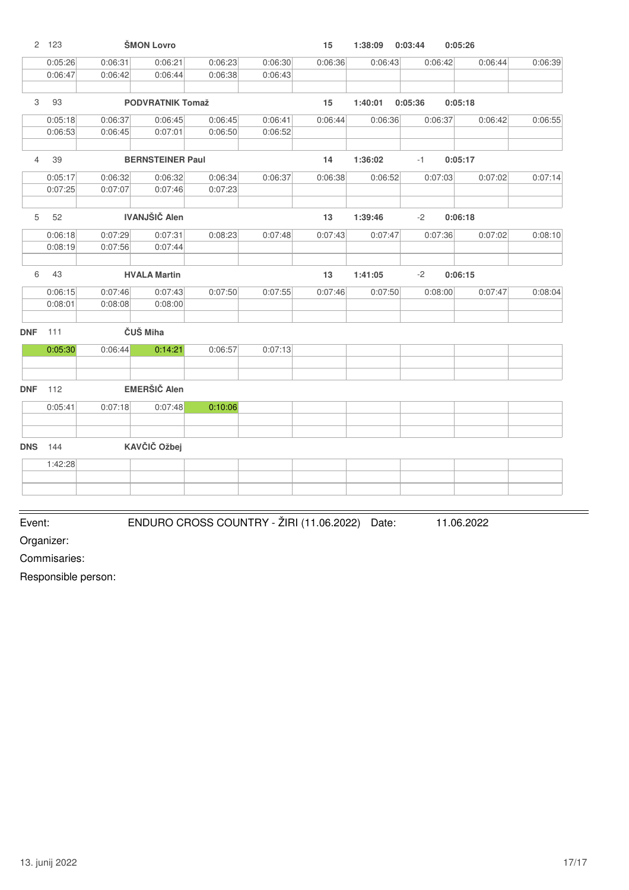| | | | | | | | | | |
|---|---|---|---|---|---|---|---|---|---|
| 2 | 123 | ŠMON Lovro | | | 15 | 1:38:09 | 0:03:44 | 0:05:26 | |
| 0:05:26 | 0:06:31 | 0:06:21 | 0:06:23 | 0:06:30 | 0:06:36 | 0:06:43 | 0:06:42 | 0:06:44 | 0:06:39 |
| 0:06:47 | 0:06:42 | 0:06:44 | 0:06:38 | 0:06:43 | | | | | |
| 3 | 93 | PODVRATNIK Tomaž | | | 15 | 1:40:01 | 0:05:36 | 0:05:18 | |
| 0:05:18 | 0:06:37 | 0:06:45 | 0:06:45 | 0:06:41 | 0:06:44 | 0:06:36 | 0:06:37 | 0:06:42 | 0:06:55 |
| 0:06:53 | 0:06:45 | 0:07:01 | 0:06:50 | 0:06:52 | | | | | |
| 4 | 39 | BERNSTEINER Paul | | | 14 | 1:36:02 | -1 | 0:05:17 | |
| 0:05:17 | 0:06:32 | 0:06:32 | 0:06:34 | 0:06:37 | 0:06:38 | 0:06:52 | 0:07:03 | 0:07:02 | 0:07:14 |
| 0:07:25 | 0:07:07 | 0:07:46 | 0:07:23 | | | | | | |
| 5 | 52 | IVANJŠIČ Alen | | | 13 | 1:39:46 | -2 | 0:06:18 | |
| 0:06:18 | 0:07:29 | 0:07:31 | 0:08:23 | 0:07:48 | 0:07:43 | 0:07:47 | 0:07:36 | 0:07:02 | 0:08:10 |
| 0:08:19 | 0:07:56 | 0:07:44 | | | | | | | |
| 6 | 43 | HVALA Martin | | | 13 | 1:41:05 | -2 | 0:06:15 | |
| 0:06:15 | 0:07:46 | 0:07:43 | 0:07:50 | 0:07:55 | 0:07:46 | 0:07:50 | 0:08:00 | 0:07:47 | 0:08:04 |
| 0:08:01 | 0:08:08 | 0:08:00 | | | | | | | |
| DNF | 111 | ČUŠ Miha | | | | | | | |
| 0:05:30 | 0:06:44 | 0:14:21 | 0:06:57 | 0:07:13 | | | | | |
| DNF | 112 | EMERŠIČ Alen | | | | | | | |
| 0:05:41 | 0:07:18 | 0:07:48 | 0:10:06 | | | | | | |
| DNS | 144 | KAVČIČ Ožbej | | | | | | | |
| 1:42:28 | | | | | | | | | |

Event: ENDURO CROSS COUNTRY - ŽIRI (11.06.2022) Date: 11.06.2022

Organizer:

Commisaries:

Responsible person:

13. junij 2022